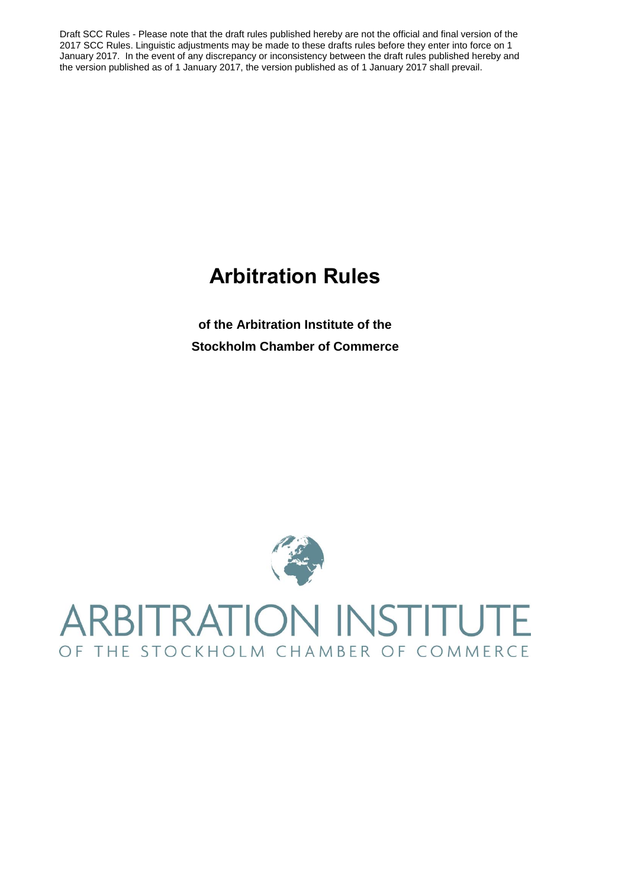Draft SCC Rules - Please note that the draft rules published hereby are not the official and final version of the 2017 SCC Rules. Linguistic adjustments may be made to these drafts rules before they enter into force on 1 January 2017. In the event of any discrepancy or inconsistency between the draft rules published hereby and the version published as of 1 January 2017, the version published as of 1 January 2017 shall prevail.

# Arbitration Rules

**of the Arbitration Institute of the Stockholm Chamber of Commerce**

ARBITRATION INSTITUTE

OF THE STOCKHOLM CHAMBER OF COMMERCE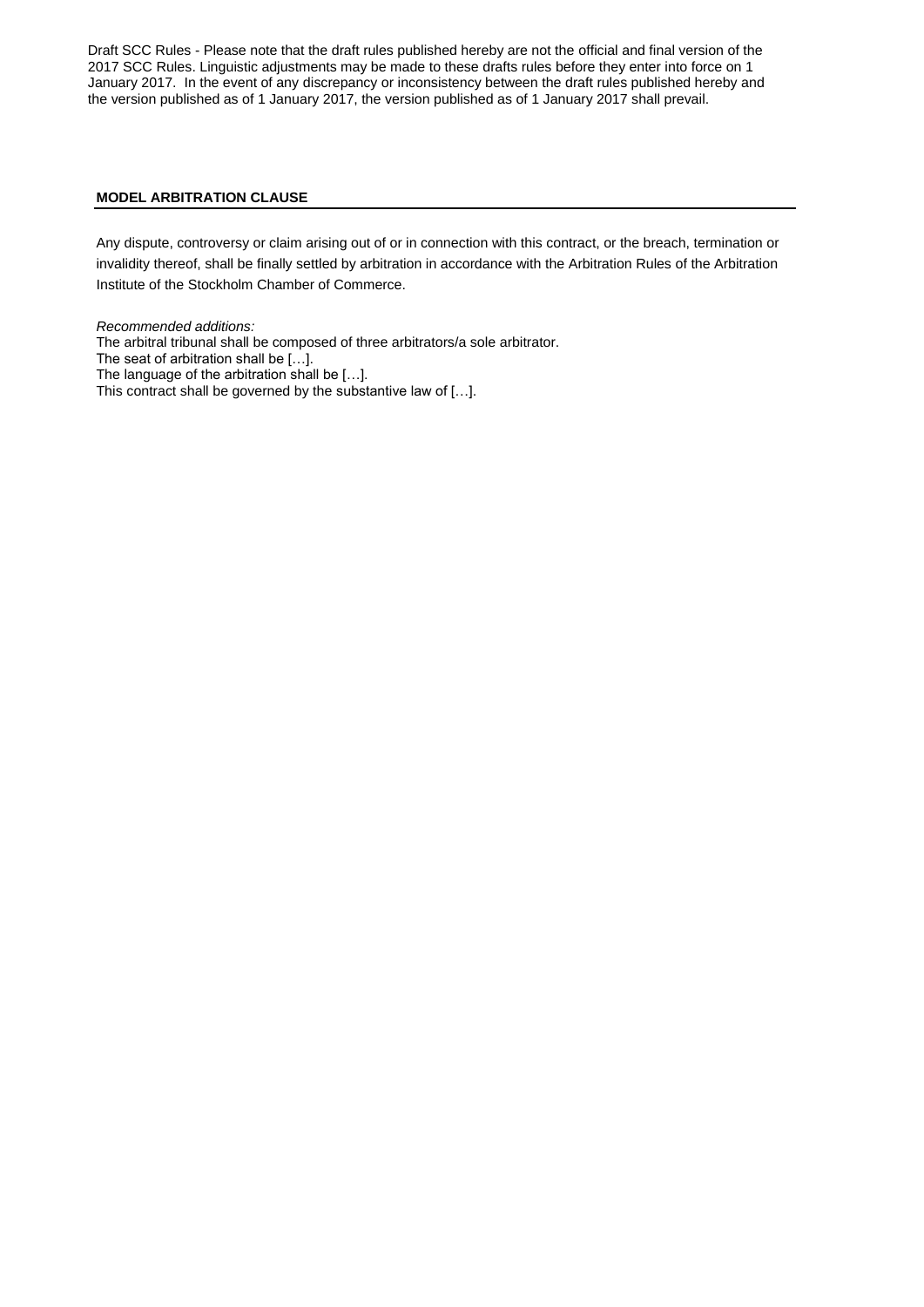Draft SCC Rules - Please note that the draft rules published hereby are not the official and final version of the 2017 SCC Rules. Linguistic adjustments may be made to these drafts rules before they enter into force on 1 January 2017. In the event of any discrepancy or inconsistency between the draft rules published hereby and the version published as of 1 January 2017, the version published as of 1 January 2017 shall prevail.

## MODEL ARBITRATION CLAUSE

Any dispute, controversy or claim arising out of or in connection with this contract, or the breach, termination or invalidity thereof, shall be finally settled by arbitration in accordance with the Arbitration Rules of the Arbitration Institute of the Stockholm Chamber of Commerce.

*Recommended additions:*

The arbitral tribunal shall be composed of three arbitrators/a sole arbitrator.
The seat of arbitration shall be […].
The language of the arbitration shall be […].
This contract shall be governed by the substantive law of […].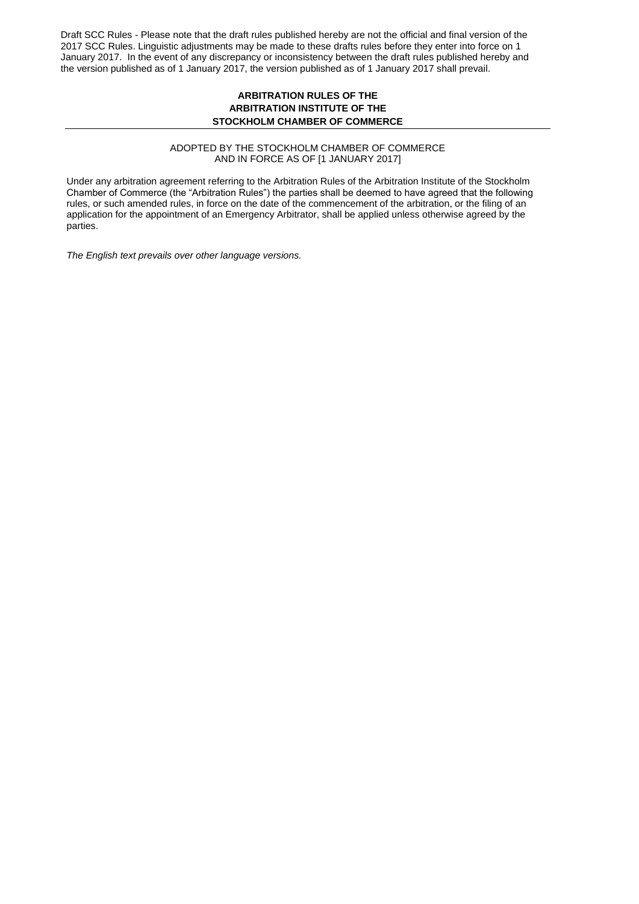Draft SCC Rules - Please note that the draft rules published hereby are not the official and final version of the 2017 SCC Rules. Linguistic adjustments may be made to these drafts rules before they enter into force on 1 January 2017. In the event of any discrepancy or inconsistency between the draft rules published hereby and the version published as of 1 January 2017, the version published as of 1 January 2017 shall prevail.

# ARBITRATION RULES OF THE ARBITRATION INSTITUTE OF THE STOCKHOLM CHAMBER OF COMMERCE

ADOPTED BY THE STOCKHOLM CHAMBER OF COMMERCE
AND IN FORCE AS OF [1 JANUARY 2017]

Under any arbitration agreement referring to the Arbitration Rules of the Arbitration Institute of the Stockholm Chamber of Commerce (the "Arbitration Rules") the parties shall be deemed to have agreed that the following rules, or such amended rules, in force on the date of the commencement of the arbitration, or the filing of an application for the appointment of an Emergency Arbitrator, shall be applied unless otherwise agreed by the parties.

*The English text prevails over other language versions.*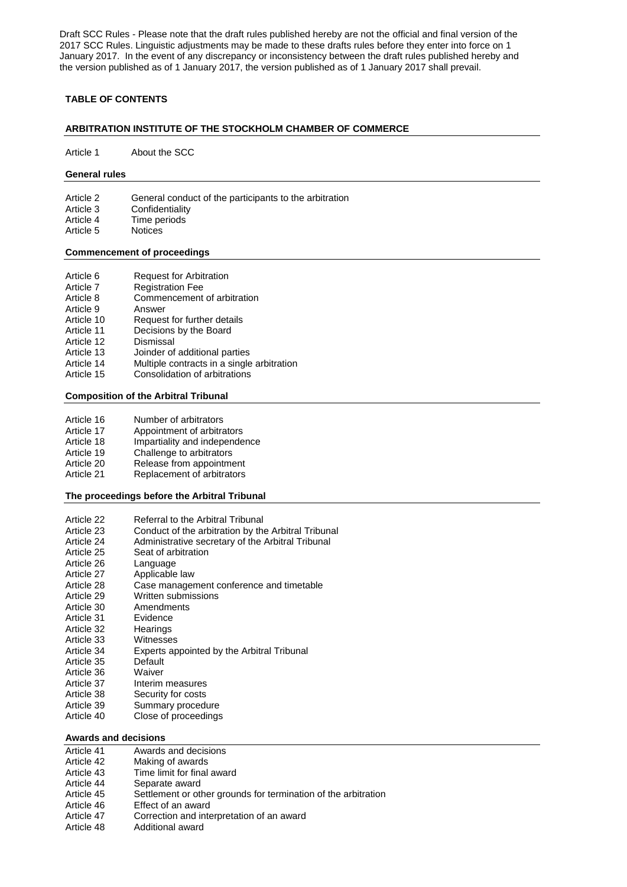Draft SCC Rules - Please note that the draft rules published hereby are not the official and final version of the 2017 SCC Rules. Linguistic adjustments may be made to these drafts rules before they enter into force on 1 January 2017. In the event of any discrepancy or inconsistency between the draft rules published hereby and the version published as of 1 January 2017, the version published as of 1 January 2017 shall prevail.

**TABLE OF CONTENTS**

**ARBITRATION INSTITUTE OF THE STOCKHOLM CHAMBER OF COMMERCE**

Article 1 About the SCC

**General rules**

Article 2 General conduct of the participants to the arbitration
Article 3 Confidentiality
Article 4 Time periods
Article 5 Notices

**Commencement of proceedings**

Article 6 Request for Arbitration
Article 7 Registration Fee
Article 8 Commencement of arbitration
Article 9 Answer
Article 10 Request for further details
Article 11 Decisions by the Board
Article 12 Dismissal
Article 13 Joinder of additional parties
Article 14 Multiple contracts in a single arbitration
Article 15 Consolidation of arbitrations

**Composition of the Arbitral Tribunal**

Article 16 Number of arbitrators
Article 17 Appointment of arbitrators
Article 18 Impartiality and independence
Article 19 Challenge to arbitrators
Article 20 Release from appointment
Article 21 Replacement of arbitrators

**The proceedings before the Arbitral Tribunal**

Article 22 Referral to the Arbitral Tribunal
Article 23 Conduct of the arbitration by the Arbitral Tribunal
Article 24 Administrative secretary of the Arbitral Tribunal
Article 25 Seat of arbitration
Article 26 Language
Article 27 Applicable law
Article 28 Case management conference and timetable
Article 29 Written submissions
Article 30 Amendments
Article 31 Evidence
Article 32 Hearings
Article 33 Witnesses
Article 34 Experts appointed by the Arbitral Tribunal
Article 35 Default
Article 36 Waiver
Article 37 Interim measures
Article 38 Security for costs
Article 39 Summary procedure
Article 40 Close of proceedings

**Awards and decisions**

Article 41 Awards and decisions
Article 42 Making of awards
Article 43 Time limit for final award
Article 44 Separate award
Article 45 Settlement or other grounds for termination of the arbitration
Article 46 Effect of an award
Article 47 Correction and interpretation of an award
Article 48 Additional award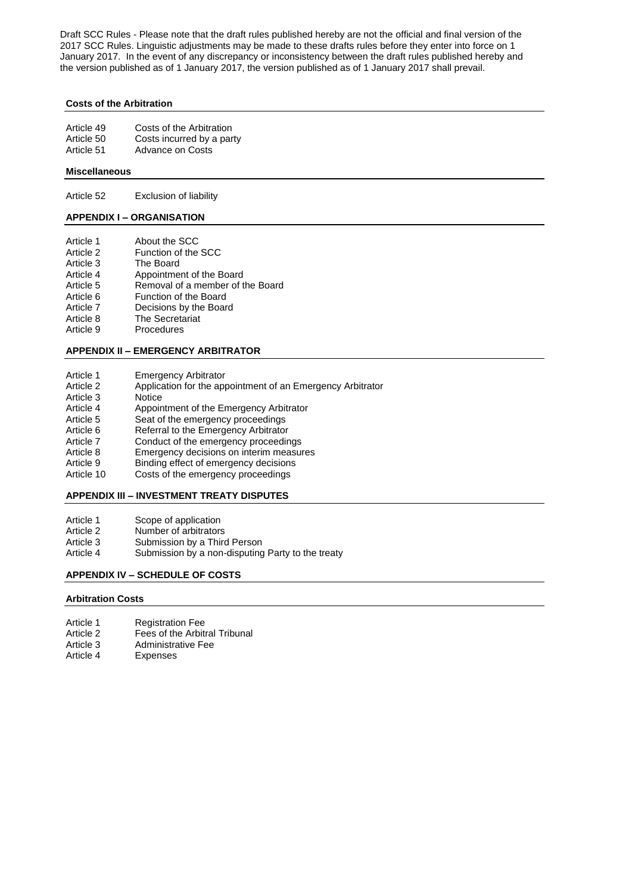Draft SCC Rules - Please note that the draft rules published hereby are not the official and final version of the 2017 SCC Rules. Linguistic adjustments may be made to these drafts rules before they enter into force on 1 January 2017. In the event of any discrepancy or inconsistency between the draft rules published hereby and the version published as of 1 January 2017, the version published as of 1 January 2017 shall prevail.

**Costs of the Arbitration**

| | |
|---|---|
| Article 49 | Costs of the Arbitration |
| Article 50 | Costs incurred by a party |
| Article 51 | Advance on Costs |

**Miscellaneous**

| | |
|---|---|
| Article 52 | Exclusion of liability |

**APPENDIX I – ORGANISATION**

| | |
|---|---|
| Article 1 | About the SCC |
| Article 2 | Function of the SCC |
| Article 3 | The Board |
| Article 4 | Appointment of the Board |
| Article 5 | Removal of a member of the Board |
| Article 6 | Function of the Board |
| Article 7 | Decisions by the Board |
| Article 8 | The Secretariat |
| Article 9 | Procedures |

**APPENDIX II – EMERGENCY ARBITRATOR**

| | |
|---|---|
| Article 1 | Emergency Arbitrator |
| Article 2 | Application for the appointment of an Emergency Arbitrator |
| Article 3 | Notice |
| Article 4 | Appointment of the Emergency Arbitrator |
| Article 5 | Seat of the emergency proceedings |
| Article 6 | Referral to the Emergency Arbitrator |
| Article 7 | Conduct of the emergency proceedings |
| Article 8 | Emergency decisions on interim measures |
| Article 9 | Binding effect of emergency decisions |
| Article 10 | Costs of the emergency proceedings |

**APPENDIX III – INVESTMENT TREATY DISPUTES**

| | |
|---|---|
| Article 1 | Scope of application |
| Article 2 | Number of arbitrators |
| Article 3 | Submission by a Third Person |
| Article 4 | Submission by a non-disputing Party to the treaty |

**APPENDIX IV – SCHEDULE OF COSTS**

**Arbitration Costs**

| | |
|---|---|
| Article 1 | Registration Fee |
| Article 2 | Fees of the Arbitral Tribunal |
| Article 3 | Administrative Fee |
| Article 4 | Expenses |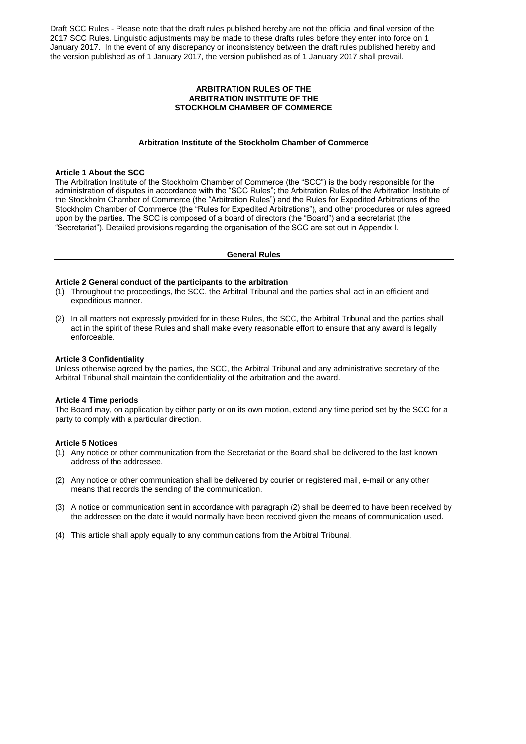Draft SCC Rules - Please note that the draft rules published hereby are not the official and final version of the 2017 SCC Rules. Linguistic adjustments may be made to these drafts rules before they enter into force on 1 January 2017. In the event of any discrepancy or inconsistency between the draft rules published hereby and the version published as of 1 January 2017, the version published as of 1 January 2017 shall prevail.

# ARBITRATION RULES OF THE ARBITRATION INSTITUTE OF THE STOCKHOLM CHAMBER OF COMMERCE

## Arbitration Institute of the Stockholm Chamber of Commerce

**Article 1 About the SCC**

The Arbitration Institute of the Stockholm Chamber of Commerce (the "SCC") is the body responsible for the administration of disputes in accordance with the "SCC Rules"; the Arbitration Rules of the Arbitration Institute of the Stockholm Chamber of Commerce (the "Arbitration Rules") and the Rules for Expedited Arbitrations of the Stockholm Chamber of Commerce (the "Rules for Expedited Arbitrations"), and other procedures or rules agreed upon by the parties. The SCC is composed of a board of directors (the "Board") and a secretariat (the "Secretariat"). Detailed provisions regarding the organisation of the SCC are set out in Appendix I.

## General Rules

**Article 2 General conduct of the participants to the arbitration**

(1) Throughout the proceedings, the SCC, the Arbitral Tribunal and the parties shall act in an efficient and expeditious manner.

(2) In all matters not expressly provided for in these Rules, the SCC, the Arbitral Tribunal and the parties shall act in the spirit of these Rules and shall make every reasonable effort to ensure that any award is legally enforceable.

**Article 3 Confidentiality**

Unless otherwise agreed by the parties, the SCC, the Arbitral Tribunal and any administrative secretary of the Arbitral Tribunal shall maintain the confidentiality of the arbitration and the award.

**Article 4 Time periods**

The Board may, on application by either party or on its own motion, extend any time period set by the SCC for a party to comply with a particular direction.

**Article 5 Notices**

(1) Any notice or other communication from the Secretariat or the Board shall be delivered to the last known address of the addressee.

(2) Any notice or other communication shall be delivered by courier or registered mail, e-mail or any other means that records the sending of the communication.

(3) A notice or communication sent in accordance with paragraph (2) shall be deemed to have been received by the addressee on the date it would normally have been received given the means of communication used.

(4) This article shall apply equally to any communications from the Arbitral Tribunal.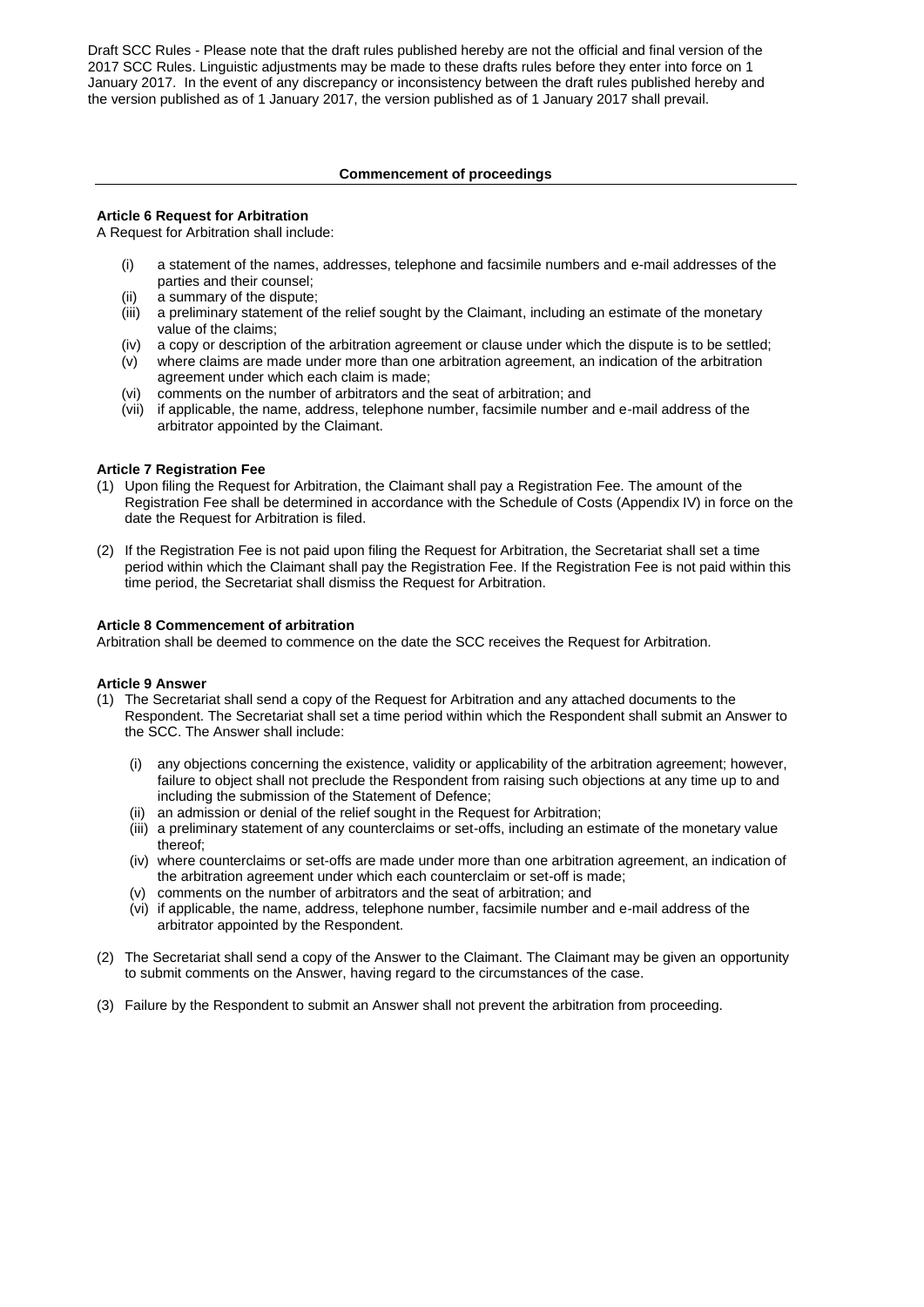Draft SCC Rules - Please note that the draft rules published hereby are not the official and final version of the 2017 SCC Rules. Linguistic adjustments may be made to these drafts rules before they enter into force on 1 January 2017. In the event of any discrepancy or inconsistency between the draft rules published hereby and the version published as of 1 January 2017, the version published as of 1 January 2017 shall prevail.

## Commencement of proceedings

### Article 6 Request for Arbitration

A Request for Arbitration shall include:

- (i) a statement of the names, addresses, telephone and facsimile numbers and e-mail addresses of the parties and their counsel;
- (ii) a summary of the dispute;
- (iii) a preliminary statement of the relief sought by the Claimant, including an estimate of the monetary value of the claims;
- (iv) a copy or description of the arbitration agreement or clause under which the dispute is to be settled;
- (v) where claims are made under more than one arbitration agreement, an indication of the arbitration agreement under which each claim is made;
- (vi) comments on the number of arbitrators and the seat of arbitration; and
- (vii) if applicable, the name, address, telephone number, facsimile number and e-mail address of the arbitrator appointed by the Claimant.

### Article 7 Registration Fee

(1) Upon filing the Request for Arbitration, the Claimant shall pay a Registration Fee. The amount of the Registration Fee shall be determined in accordance with the Schedule of Costs (Appendix IV) in force on the date the Request for Arbitration is filed.

(2) If the Registration Fee is not paid upon filing the Request for Arbitration, the Secretariat shall set a time period within which the Claimant shall pay the Registration Fee. If the Registration Fee is not paid within this time period, the Secretariat shall dismiss the Request for Arbitration.

### Article 8 Commencement of arbitration

Arbitration shall be deemed to commence on the date the SCC receives the Request for Arbitration.

### Article 9 Answer

(1) The Secretariat shall send a copy of the Request for Arbitration and any attached documents to the Respondent. The Secretariat shall set a time period within which the Respondent shall submit an Answer to the SCC. The Answer shall include:

- (i) any objections concerning the existence, validity or applicability of the arbitration agreement; however, failure to object shall not preclude the Respondent from raising such objections at any time up to and including the submission of the Statement of Defence;
- (ii) an admission or denial of the relief sought in the Request for Arbitration;
- (iii) a preliminary statement of any counterclaims or set-offs, including an estimate of the monetary value thereof;
- (iv) where counterclaims or set-offs are made under more than one arbitration agreement, an indication of the arbitration agreement under which each counterclaim or set-off is made;
- (v) comments on the number of arbitrators and the seat of arbitration; and
- (vi) if applicable, the name, address, telephone number, facsimile number and e-mail address of the arbitrator appointed by the Respondent.

(2) The Secretariat shall send a copy of the Answer to the Claimant. The Claimant may be given an opportunity to submit comments on the Answer, having regard to the circumstances of the case.

(3) Failure by the Respondent to submit an Answer shall not prevent the arbitration from proceeding.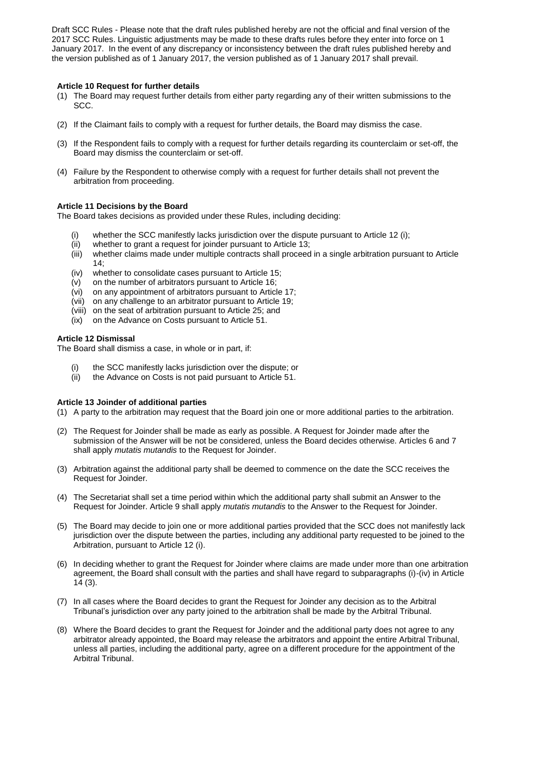Draft SCC Rules - Please note that the draft rules published hereby are not the official and final version of the 2017 SCC Rules. Linguistic adjustments may be made to these drafts rules before they enter into force on 1 January 2017. In the event of any discrepancy or inconsistency between the draft rules published hereby and the version published as of 1 January 2017, the version published as of 1 January 2017 shall prevail.

**Article 10 Request for further details**

(1) The Board may request further details from either party regarding any of their written submissions to the SCC.

(2) If the Claimant fails to comply with a request for further details, the Board may dismiss the case.

(3) If the Respondent fails to comply with a request for further details regarding its counterclaim or set-off, the Board may dismiss the counterclaim or set-off.

(4) Failure by the Respondent to otherwise comply with a request for further details shall not prevent the arbitration from proceeding.

**Article 11 Decisions by the Board**

The Board takes decisions as provided under these Rules, including deciding:

(i) whether the SCC manifestly lacks jurisdiction over the dispute pursuant to Article 12 (i);
(ii) whether to grant a request for joinder pursuant to Article 13;
(iii) whether claims made under multiple contracts shall proceed in a single arbitration pursuant to Article 14;
(iv) whether to consolidate cases pursuant to Article 15;
(v) on the number of arbitrators pursuant to Article 16;
(vi) on any appointment of arbitrators pursuant to Article 17;
(vii) on any challenge to an arbitrator pursuant to Article 19;
(viii) on the seat of arbitration pursuant to Article 25; and
(ix) on the Advance on Costs pursuant to Article 51.

**Article 12 Dismissal**

The Board shall dismiss a case, in whole or in part, if:

(i) the SCC manifestly lacks jurisdiction over the dispute; or
(ii) the Advance on Costs is not paid pursuant to Article 51.

**Article 13 Joinder of additional parties**

(1) A party to the arbitration may request that the Board join one or more additional parties to the arbitration.

(2) The Request for Joinder shall be made as early as possible. A Request for Joinder made after the submission of the Answer will be not be considered, unless the Board decides otherwise. Articles 6 and 7 shall apply *mutatis mutandis* to the Request for Joinder.

(3) Arbitration against the additional party shall be deemed to commence on the date the SCC receives the Request for Joinder.

(4) The Secretariat shall set a time period within which the additional party shall submit an Answer to the Request for Joinder. Article 9 shall apply *mutatis mutandis* to the Answer to the Request for Joinder.

(5) The Board may decide to join one or more additional parties provided that the SCC does not manifestly lack jurisdiction over the dispute between the parties, including any additional party requested to be joined to the Arbitration, pursuant to Article 12 (i).

(6) In deciding whether to grant the Request for Joinder where claims are made under more than one arbitration agreement, the Board shall consult with the parties and shall have regard to subparagraphs (i)-(iv) in Article 14 (3).

(7) In all cases where the Board decides to grant the Request for Joinder any decision as to the Arbitral Tribunal's jurisdiction over any party joined to the arbitration shall be made by the Arbitral Tribunal.

(8) Where the Board decides to grant the Request for Joinder and the additional party does not agree to any arbitrator already appointed, the Board may release the arbitrators and appoint the entire Arbitral Tribunal, unless all parties, including the additional party, agree on a different procedure for the appointment of the Arbitral Tribunal.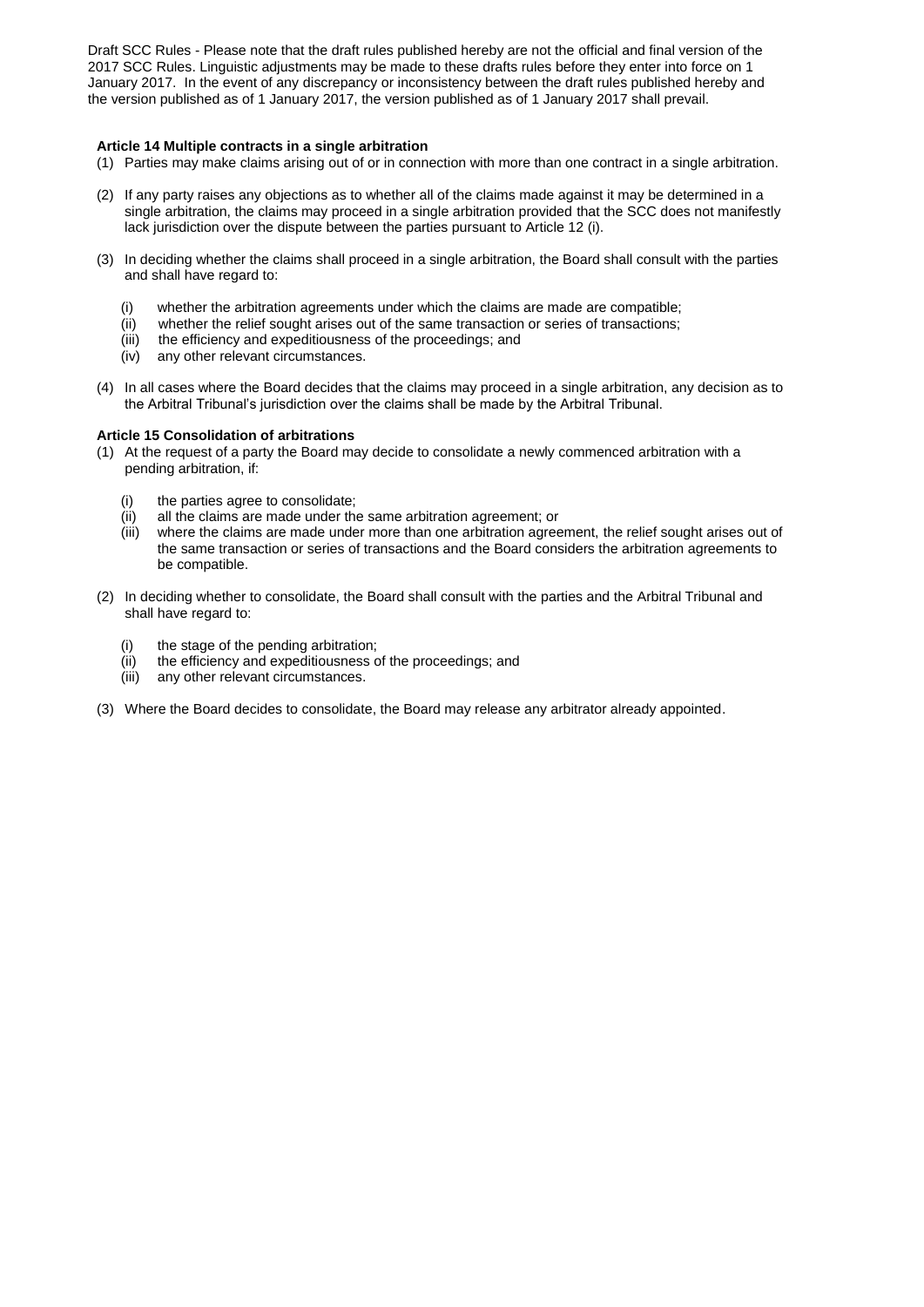Draft SCC Rules - Please note that the draft rules published hereby are not the official and final version of the 2017 SCC Rules. Linguistic adjustments may be made to these drafts rules before they enter into force on 1 January 2017. In the event of any discrepancy or inconsistency between the draft rules published hereby and the version published as of 1 January 2017, the version published as of 1 January 2017 shall prevail.

**Article 14 Multiple contracts in a single arbitration**

(1) Parties may make claims arising out of or in connection with more than one contract in a single arbitration.

(2) If any party raises any objections as to whether all of the claims made against it may be determined in a single arbitration, the claims may proceed in a single arbitration provided that the SCC does not manifestly lack jurisdiction over the dispute between the parties pursuant to Article 12 (i).

(3) In deciding whether the claims shall proceed in a single arbitration, the Board shall consult with the parties and shall have regard to:

  (i) whether the arbitration agreements under which the claims are made are compatible;
  (ii) whether the relief sought arises out of the same transaction or series of transactions;
  (iii) the efficiency and expeditiousness of the proceedings; and
  (iv) any other relevant circumstances.

(4) In all cases where the Board decides that the claims may proceed in a single arbitration, any decision as to the Arbitral Tribunal's jurisdiction over the claims shall be made by the Arbitral Tribunal.

**Article 15 Consolidation of arbitrations**

(1) At the request of a party the Board may decide to consolidate a newly commenced arbitration with a pending arbitration, if:

  (i) the parties agree to consolidate;
  (ii) all the claims are made under the same arbitration agreement; or
  (iii) where the claims are made under more than one arbitration agreement, the relief sought arises out of the same transaction or series of transactions and the Board considers the arbitration agreements to be compatible.

(2) In deciding whether to consolidate, the Board shall consult with the parties and the Arbitral Tribunal and shall have regard to:

  (i) the stage of the pending arbitration;
  (ii) the efficiency and expeditiousness of the proceedings; and
  (iii) any other relevant circumstances.

(3) Where the Board decides to consolidate, the Board may release any arbitrator already appointed.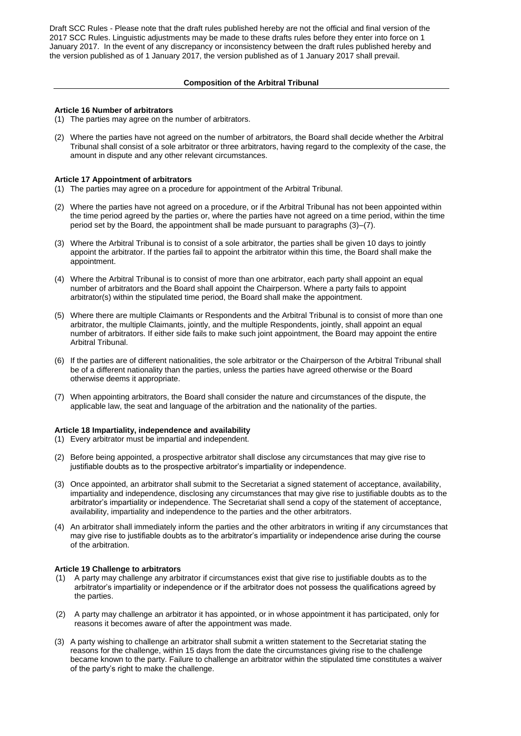Draft SCC Rules - Please note that the draft rules published hereby are not the official and final version of the 2017 SCC Rules. Linguistic adjustments may be made to these drafts rules before they enter into force on 1 January 2017. In the event of any discrepancy or inconsistency between the draft rules published hereby and the version published as of 1 January 2017, the version published as of 1 January 2017 shall prevail.

## Composition of the Arbitral Tribunal

### Article 16 Number of arbitrators

(1) The parties may agree on the number of arbitrators.

(2) Where the parties have not agreed on the number of arbitrators, the Board shall decide whether the Arbitral Tribunal shall consist of a sole arbitrator or three arbitrators, having regard to the complexity of the case, the amount in dispute and any other relevant circumstances.

### Article 17 Appointment of arbitrators

(1) The parties may agree on a procedure for appointment of the Arbitral Tribunal.

(2) Where the parties have not agreed on a procedure, or if the Arbitral Tribunal has not been appointed within the time period agreed by the parties or, where the parties have not agreed on a time period, within the time period set by the Board, the appointment shall be made pursuant to paragraphs (3)–(7).

(3) Where the Arbitral Tribunal is to consist of a sole arbitrator, the parties shall be given 10 days to jointly appoint the arbitrator. If the parties fail to appoint the arbitrator within this time, the Board shall make the appointment.

(4) Where the Arbitral Tribunal is to consist of more than one arbitrator, each party shall appoint an equal number of arbitrators and the Board shall appoint the Chairperson. Where a party fails to appoint arbitrator(s) within the stipulated time period, the Board shall make the appointment.

(5) Where there are multiple Claimants or Respondents and the Arbitral Tribunal is to consist of more than one arbitrator, the multiple Claimants, jointly, and the multiple Respondents, jointly, shall appoint an equal number of arbitrators. If either side fails to make such joint appointment, the Board may appoint the entire Arbitral Tribunal.

(6) If the parties are of different nationalities, the sole arbitrator or the Chairperson of the Arbitral Tribunal shall be of a different nationality than the parties, unless the parties have agreed otherwise or the Board otherwise deems it appropriate.

(7) When appointing arbitrators, the Board shall consider the nature and circumstances of the dispute, the applicable law, the seat and language of the arbitration and the nationality of the parties.

### Article 18 Impartiality, independence and availability

(1) Every arbitrator must be impartial and independent.

(2) Before being appointed, a prospective arbitrator shall disclose any circumstances that may give rise to justifiable doubts as to the prospective arbitrator's impartiality or independence.

(3) Once appointed, an arbitrator shall submit to the Secretariat a signed statement of acceptance, availability, impartiality and independence, disclosing any circumstances that may give rise to justifiable doubts as to the arbitrator's impartiality or independence. The Secretariat shall send a copy of the statement of acceptance, availability, impartiality and independence to the parties and the other arbitrators.

(4) An arbitrator shall immediately inform the parties and the other arbitrators in writing if any circumstances that may give rise to justifiable doubts as to the arbitrator's impartiality or independence arise during the course of the arbitration.

### Article 19 Challenge to arbitrators

(1) A party may challenge any arbitrator if circumstances exist that give rise to justifiable doubts as to the arbitrator's impartiality or independence or if the arbitrator does not possess the qualifications agreed by the parties.

(2) A party may challenge an arbitrator it has appointed, or in whose appointment it has participated, only for reasons it becomes aware of after the appointment was made.

(3) A party wishing to challenge an arbitrator shall submit a written statement to the Secretariat stating the reasons for the challenge, within 15 days from the date the circumstances giving rise to the challenge became known to the party. Failure to challenge an arbitrator within the stipulated time constitutes a waiver of the party's right to make the challenge.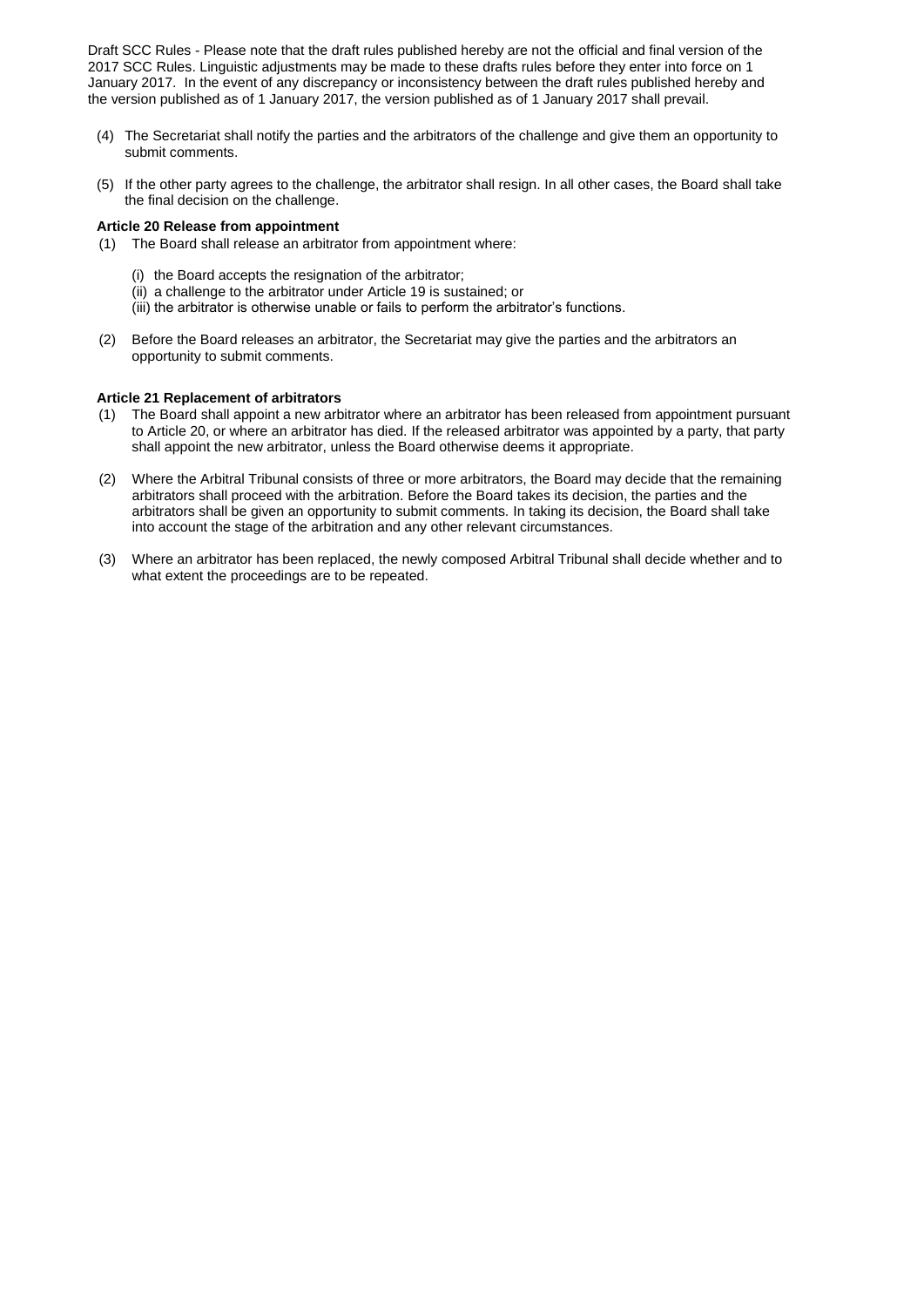Draft SCC Rules - Please note that the draft rules published hereby are not the official and final version of the 2017 SCC Rules. Linguistic adjustments may be made to these drafts rules before they enter into force on 1 January 2017. In the event of any discrepancy or inconsistency between the draft rules published hereby and the version published as of 1 January 2017, the version published as of 1 January 2017 shall prevail.

(4) The Secretariat shall notify the parties and the arbitrators of the challenge and give them an opportunity to submit comments.

(5) If the other party agrees to the challenge, the arbitrator shall resign. In all other cases, the Board shall take the final decision on the challenge.

**Article 20 Release from appointment**

(1) The Board shall release an arbitrator from appointment where:

(i) the Board accepts the resignation of the arbitrator;
(ii) a challenge to the arbitrator under Article 19 is sustained; or
(iii) the arbitrator is otherwise unable or fails to perform the arbitrator's functions.

(2) Before the Board releases an arbitrator, the Secretariat may give the parties and the arbitrators an opportunity to submit comments.

**Article 21 Replacement of arbitrators**

(1) The Board shall appoint a new arbitrator where an arbitrator has been released from appointment pursuant to Article 20, or where an arbitrator has died. If the released arbitrator was appointed by a party, that party shall appoint the new arbitrator, unless the Board otherwise deems it appropriate.

(2) Where the Arbitral Tribunal consists of three or more arbitrators, the Board may decide that the remaining arbitrators shall proceed with the arbitration. Before the Board takes its decision, the parties and the arbitrators shall be given an opportunity to submit comments. In taking its decision, the Board shall take into account the stage of the arbitration and any other relevant circumstances.

(3) Where an arbitrator has been replaced, the newly composed Arbitral Tribunal shall decide whether and to what extent the proceedings are to be repeated.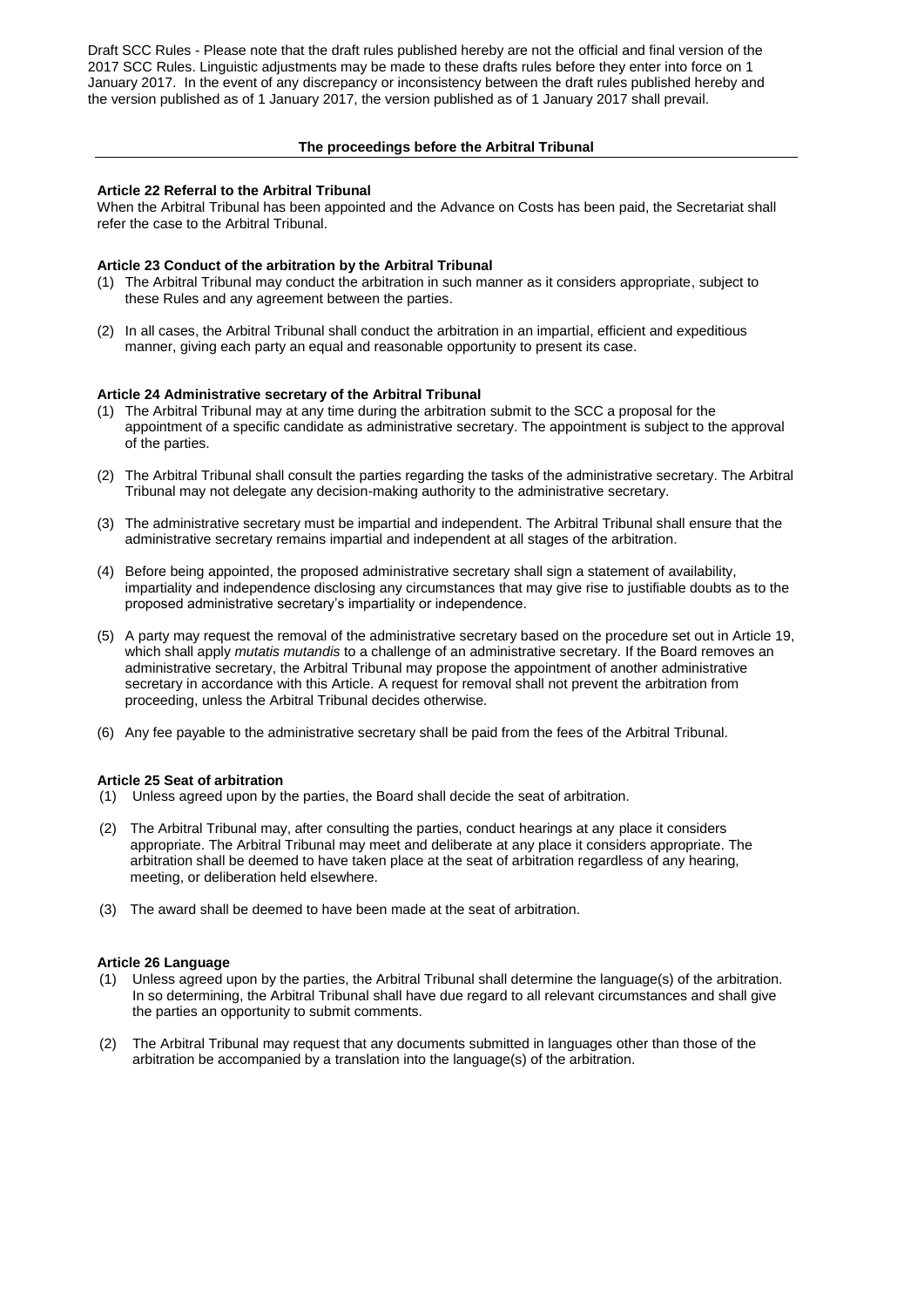Draft SCC Rules - Please note that the draft rules published hereby are not the official and final version of the 2017 SCC Rules. Linguistic adjustments may be made to these drafts rules before they enter into force on 1 January 2017. In the event of any discrepancy or inconsistency between the draft rules published hereby and the version published as of 1 January 2017, the version published as of 1 January 2017 shall prevail.

## The proceedings before the Arbitral Tribunal

### Article 22 Referral to the Arbitral Tribunal

When the Arbitral Tribunal has been appointed and the Advance on Costs has been paid, the Secretariat shall refer the case to the Arbitral Tribunal.

### Article 23 Conduct of the arbitration by the Arbitral Tribunal

(1) The Arbitral Tribunal may conduct the arbitration in such manner as it considers appropriate, subject to these Rules and any agreement between the parties.

(2) In all cases, the Arbitral Tribunal shall conduct the arbitration in an impartial, efficient and expeditious manner, giving each party an equal and reasonable opportunity to present its case.

### Article 24 Administrative secretary of the Arbitral Tribunal

(1) The Arbitral Tribunal may at any time during the arbitration submit to the SCC a proposal for the appointment of a specific candidate as administrative secretary. The appointment is subject to the approval of the parties.

(2) The Arbitral Tribunal shall consult the parties regarding the tasks of the administrative secretary. The Arbitral Tribunal may not delegate any decision-making authority to the administrative secretary.

(3) The administrative secretary must be impartial and independent. The Arbitral Tribunal shall ensure that the administrative secretary remains impartial and independent at all stages of the arbitration.

(4) Before being appointed, the proposed administrative secretary shall sign a statement of availability, impartiality and independence disclosing any circumstances that may give rise to justifiable doubts as to the proposed administrative secretary's impartiality or independence.

(5) A party may request the removal of the administrative secretary based on the procedure set out in Article 19, which shall apply *mutatis mutandis* to a challenge of an administrative secretary. If the Board removes an administrative secretary, the Arbitral Tribunal may propose the appointment of another administrative secretary in accordance with this Article. A request for removal shall not prevent the arbitration from proceeding, unless the Arbitral Tribunal decides otherwise.

(6) Any fee payable to the administrative secretary shall be paid from the fees of the Arbitral Tribunal.

### Article 25 Seat of arbitration

(1) Unless agreed upon by the parties, the Board shall decide the seat of arbitration.

(2) The Arbitral Tribunal may, after consulting the parties, conduct hearings at any place it considers appropriate. The Arbitral Tribunal may meet and deliberate at any place it considers appropriate. The arbitration shall be deemed to have taken place at the seat of arbitration regardless of any hearing, meeting, or deliberation held elsewhere.

(3) The award shall be deemed to have been made at the seat of arbitration.

### Article 26 Language

(1) Unless agreed upon by the parties, the Arbitral Tribunal shall determine the language(s) of the arbitration. In so determining, the Arbitral Tribunal shall have due regard to all relevant circumstances and shall give the parties an opportunity to submit comments.

(2) The Arbitral Tribunal may request that any documents submitted in languages other than those of the arbitration be accompanied by a translation into the language(s) of the arbitration.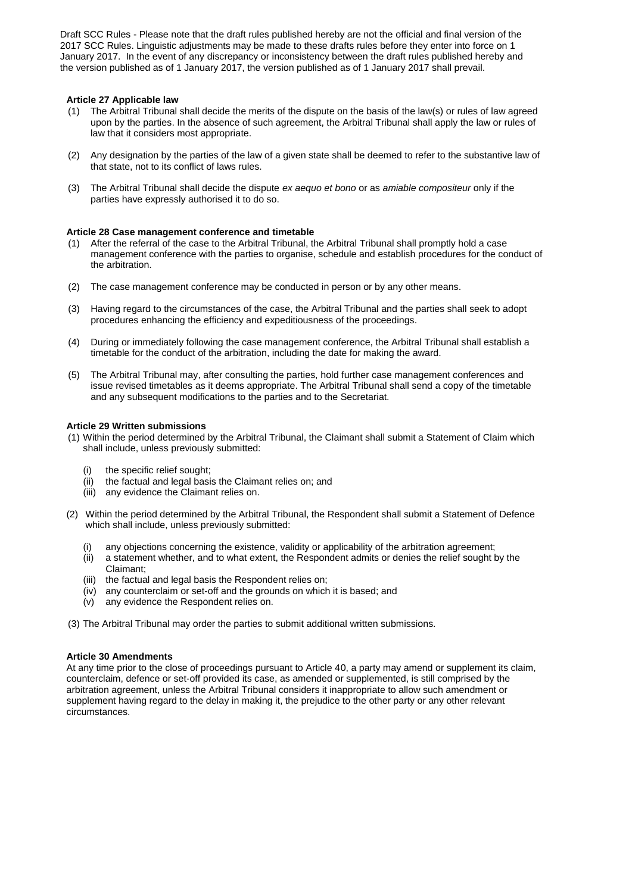Draft SCC Rules - Please note that the draft rules published hereby are not the official and final version of the 2017 SCC Rules. Linguistic adjustments may be made to these drafts rules before they enter into force on 1 January 2017. In the event of any discrepancy or inconsistency between the draft rules published hereby and the version published as of 1 January 2017, the version published as of 1 January 2017 shall prevail.

**Article 27 Applicable law**

(1) The Arbitral Tribunal shall decide the merits of the dispute on the basis of the law(s) or rules of law agreed upon by the parties. In the absence of such agreement, the Arbitral Tribunal shall apply the law or rules of law that it considers most appropriate.

(2) Any designation by the parties of the law of a given state shall be deemed to refer to the substantive law of that state, not to its conflict of laws rules.

(3) The Arbitral Tribunal shall decide the dispute *ex aequo et bono* or as *amiable compositeur* only if the parties have expressly authorised it to do so.

**Article 28 Case management conference and timetable**

(1) After the referral of the case to the Arbitral Tribunal, the Arbitral Tribunal shall promptly hold a case management conference with the parties to organise, schedule and establish procedures for the conduct of the arbitration.

(2) The case management conference may be conducted in person or by any other means.

(3) Having regard to the circumstances of the case, the Arbitral Tribunal and the parties shall seek to adopt procedures enhancing the efficiency and expeditiousness of the proceedings.

(4) During or immediately following the case management conference, the Arbitral Tribunal shall establish a timetable for the conduct of the arbitration, including the date for making the award.

(5) The Arbitral Tribunal may, after consulting the parties, hold further case management conferences and issue revised timetables as it deems appropriate. The Arbitral Tribunal shall send a copy of the timetable and any subsequent modifications to the parties and to the Secretariat.

**Article 29 Written submissions**

(1) Within the period determined by the Arbitral Tribunal, the Claimant shall submit a Statement of Claim which shall include, unless previously submitted:

- (i) the specific relief sought;
- (ii) the factual and legal basis the Claimant relies on; and
- (iii) any evidence the Claimant relies on.

(2) Within the period determined by the Arbitral Tribunal, the Respondent shall submit a Statement of Defence which shall include, unless previously submitted:

- (i) any objections concerning the existence, validity or applicability of the arbitration agreement;
- (ii) a statement whether, and to what extent, the Respondent admits or denies the relief sought by the Claimant;
- (iii) the factual and legal basis the Respondent relies on;
- (iv) any counterclaim or set-off and the grounds on which it is based; and
- (v) any evidence the Respondent relies on.

(3) The Arbitral Tribunal may order the parties to submit additional written submissions.

**Article 30 Amendments**

At any time prior to the close of proceedings pursuant to Article 40, a party may amend or supplement its claim, counterclaim, defence or set-off provided its case, as amended or supplemented, is still comprised by the arbitration agreement, unless the Arbitral Tribunal considers it inappropriate to allow such amendment or supplement having regard to the delay in making it, the prejudice to the other party or any other relevant circumstances.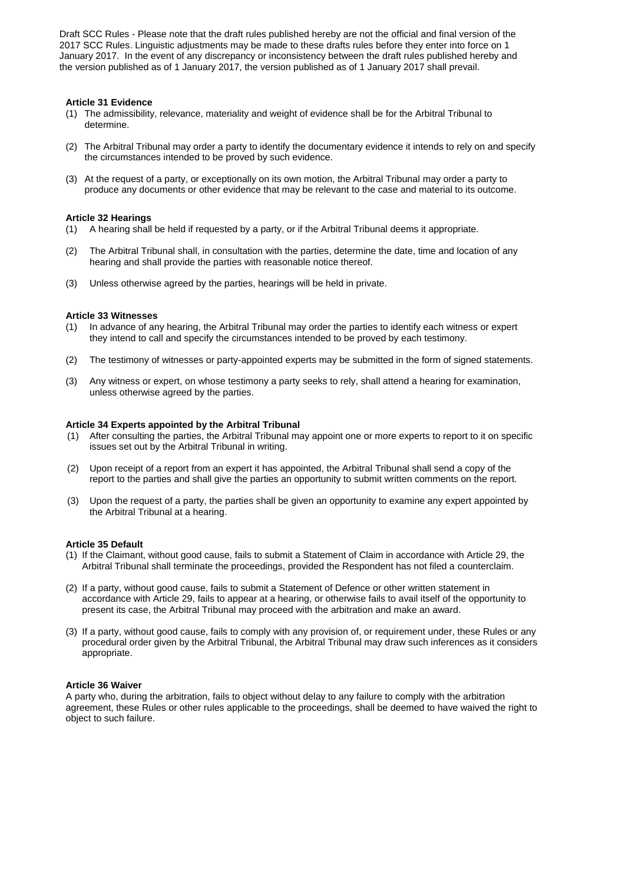Draft SCC Rules - Please note that the draft rules published hereby are not the official and final version of the 2017 SCC Rules. Linguistic adjustments may be made to these drafts rules before they enter into force on 1 January 2017. In the event of any discrepancy or inconsistency between the draft rules published hereby and the version published as of 1 January 2017, the version published as of 1 January 2017 shall prevail.

**Article 31 Evidence**

(1) The admissibility, relevance, materiality and weight of evidence shall be for the Arbitral Tribunal to determine.

(2) The Arbitral Tribunal may order a party to identify the documentary evidence it intends to rely on and specify the circumstances intended to be proved by such evidence.

(3) At the request of a party, or exceptionally on its own motion, the Arbitral Tribunal may order a party to produce any documents or other evidence that may be relevant to the case and material to its outcome.

**Article 32 Hearings**

(1) A hearing shall be held if requested by a party, or if the Arbitral Tribunal deems it appropriate.

(2) The Arbitral Tribunal shall, in consultation with the parties, determine the date, time and location of any hearing and shall provide the parties with reasonable notice thereof.

(3) Unless otherwise agreed by the parties, hearings will be held in private.

**Article 33 Witnesses**

(1) In advance of any hearing, the Arbitral Tribunal may order the parties to identify each witness or expert they intend to call and specify the circumstances intended to be proved by each testimony.

(2) The testimony of witnesses or party-appointed experts may be submitted in the form of signed statements.

(3) Any witness or expert, on whose testimony a party seeks to rely, shall attend a hearing for examination, unless otherwise agreed by the parties.

**Article 34 Experts appointed by the Arbitral Tribunal**

(1) After consulting the parties, the Arbitral Tribunal may appoint one or more experts to report to it on specific issues set out by the Arbitral Tribunal in writing.

(2) Upon receipt of a report from an expert it has appointed, the Arbitral Tribunal shall send a copy of the report to the parties and shall give the parties an opportunity to submit written comments on the report.

(3) Upon the request of a party, the parties shall be given an opportunity to examine any expert appointed by the Arbitral Tribunal at a hearing.

**Article 35 Default**

(1) If the Claimant, without good cause, fails to submit a Statement of Claim in accordance with Article 29, the Arbitral Tribunal shall terminate the proceedings, provided the Respondent has not filed a counterclaim.

(2) If a party, without good cause, fails to submit a Statement of Defence or other written statement in accordance with Article 29, fails to appear at a hearing, or otherwise fails to avail itself of the opportunity to present its case, the Arbitral Tribunal may proceed with the arbitration and make an award.

(3) If a party, without good cause, fails to comply with any provision of, or requirement under, these Rules or any procedural order given by the Arbitral Tribunal, the Arbitral Tribunal may draw such inferences as it considers appropriate.

**Article 36 Waiver**

A party who, during the arbitration, fails to object without delay to any failure to comply with the arbitration agreement, these Rules or other rules applicable to the proceedings, shall be deemed to have waived the right to object to such failure.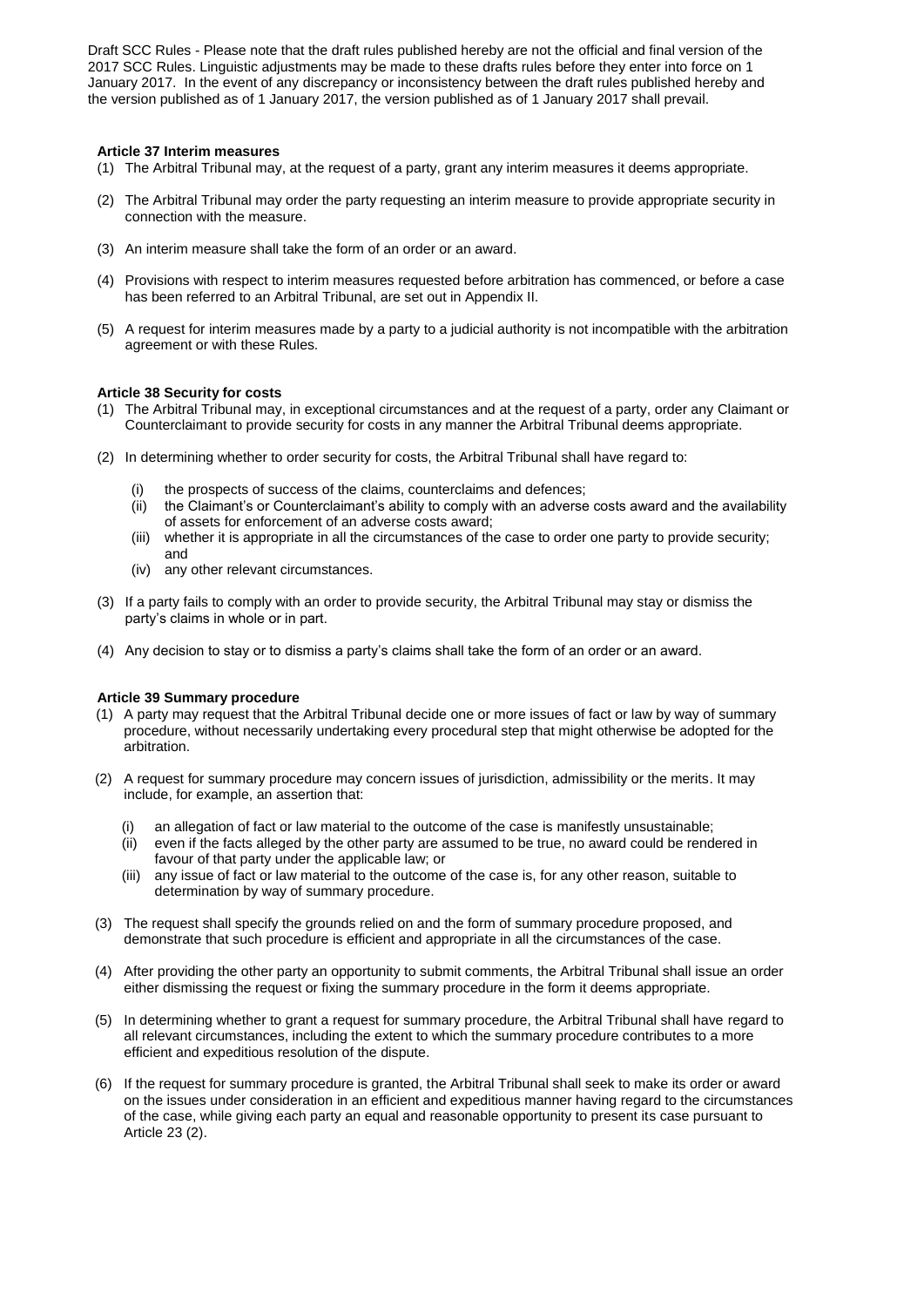Draft SCC Rules - Please note that the draft rules published hereby are not the official and final version of the 2017 SCC Rules. Linguistic adjustments may be made to these drafts rules before they enter into force on 1 January 2017. In the event of any discrepancy or inconsistency between the draft rules published hereby and the version published as of 1 January 2017, the version published as of 1 January 2017 shall prevail.

**Article 37 Interim measures**

(1) The Arbitral Tribunal may, at the request of a party, grant any interim measures it deems appropriate.

(2) The Arbitral Tribunal may order the party requesting an interim measure to provide appropriate security in connection with the measure.

(3) An interim measure shall take the form of an order or an award.

(4) Provisions with respect to interim measures requested before arbitration has commenced, or before a case has been referred to an Arbitral Tribunal, are set out in Appendix II.

(5) A request for interim measures made by a party to a judicial authority is not incompatible with the arbitration agreement or with these Rules.

**Article 38 Security for costs**

(1) The Arbitral Tribunal may, in exceptional circumstances and at the request of a party, order any Claimant or Counterclaimant to provide security for costs in any manner the Arbitral Tribunal deems appropriate.

(2) In determining whether to order security for costs, the Arbitral Tribunal shall have regard to:

(i) the prospects of success of the claims, counterclaims and defences;
(ii) the Claimant's or Counterclaimant's ability to comply with an adverse costs award and the availability of assets for enforcement of an adverse costs award;
(iii) whether it is appropriate in all the circumstances of the case to order one party to provide security; and
(iv) any other relevant circumstances.

(3) If a party fails to comply with an order to provide security, the Arbitral Tribunal may stay or dismiss the party's claims in whole or in part.

(4) Any decision to stay or to dismiss a party's claims shall take the form of an order or an award.

**Article 39 Summary procedure**

(1) A party may request that the Arbitral Tribunal decide one or more issues of fact or law by way of summary procedure, without necessarily undertaking every procedural step that might otherwise be adopted for the arbitration.

(2) A request for summary procedure may concern issues of jurisdiction, admissibility or the merits. It may include, for example, an assertion that:

(i) an allegation of fact or law material to the outcome of the case is manifestly unsustainable;
(ii) even if the facts alleged by the other party are assumed to be true, no award could be rendered in favour of that party under the applicable law; or
(iii) any issue of fact or law material to the outcome of the case is, for any other reason, suitable to determination by way of summary procedure.

(3) The request shall specify the grounds relied on and the form of summary procedure proposed, and demonstrate that such procedure is efficient and appropriate in all the circumstances of the case.

(4) After providing the other party an opportunity to submit comments, the Arbitral Tribunal shall issue an order either dismissing the request or fixing the summary procedure in the form it deems appropriate.

(5) In determining whether to grant a request for summary procedure, the Arbitral Tribunal shall have regard to all relevant circumstances, including the extent to which the summary procedure contributes to a more efficient and expeditious resolution of the dispute.

(6) If the request for summary procedure is granted, the Arbitral Tribunal shall seek to make its order or award on the issues under consideration in an efficient and expeditious manner having regard to the circumstances of the case, while giving each party an equal and reasonable opportunity to present its case pursuant to Article 23 (2).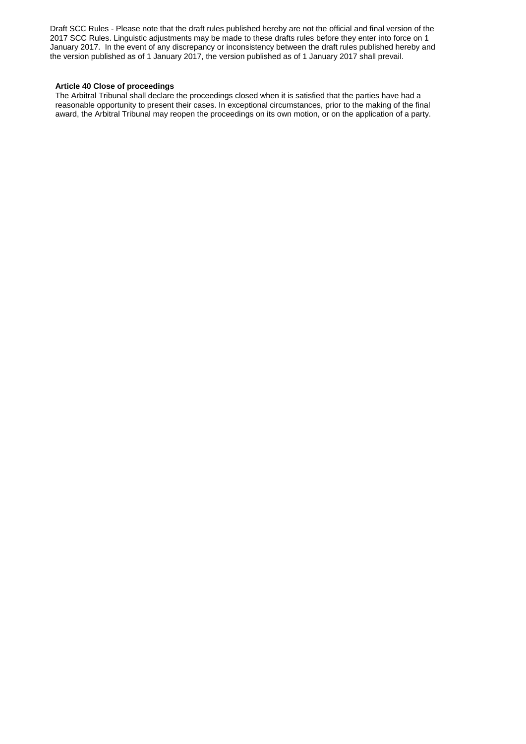Draft SCC Rules - Please note that the draft rules published hereby are not the official and final version of the 2017 SCC Rules. Linguistic adjustments may be made to these drafts rules before they enter into force on 1 January 2017. In the event of any discrepancy or inconsistency between the draft rules published hereby and the version published as of 1 January 2017, the version published as of 1 January 2017 shall prevail.

**Article 40 Close of proceedings**

The Arbitral Tribunal shall declare the proceedings closed when it is satisfied that the parties have had a reasonable opportunity to present their cases. In exceptional circumstances, prior to the making of the final award, the Arbitral Tribunal may reopen the proceedings on its own motion, or on the application of a party.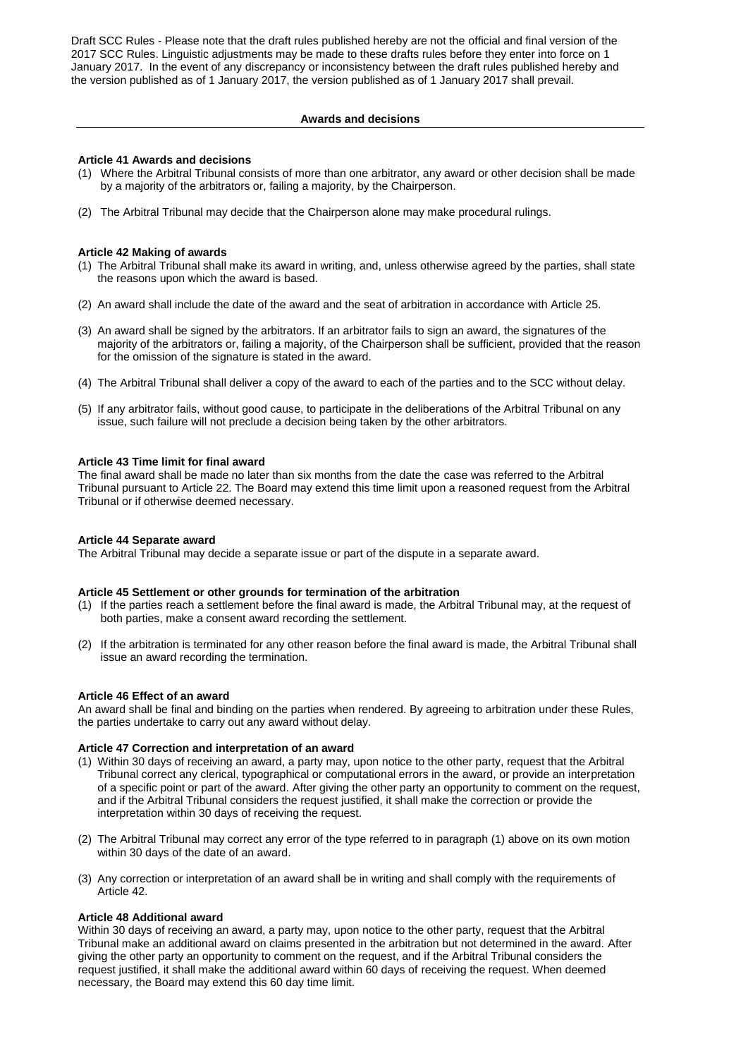Draft SCC Rules - Please note that the draft rules published hereby are not the official and final version of the 2017 SCC Rules. Linguistic adjustments may be made to these drafts rules before they enter into force on 1 January 2017. In the event of any discrepancy or inconsistency between the draft rules published hereby and the version published as of 1 January 2017, the version published as of 1 January 2017 shall prevail.

## Awards and decisions

### Article 41 Awards and decisions

(1) Where the Arbitral Tribunal consists of more than one arbitrator, any award or other decision shall be made by a majority of the arbitrators or, failing a majority, by the Chairperson.

(2) The Arbitral Tribunal may decide that the Chairperson alone may make procedural rulings.

### Article 42 Making of awards

(1) The Arbitral Tribunal shall make its award in writing, and, unless otherwise agreed by the parties, shall state the reasons upon which the award is based.

(2) An award shall include the date of the award and the seat of arbitration in accordance with Article 25.

(3) An award shall be signed by the arbitrators. If an arbitrator fails to sign an award, the signatures of the majority of the arbitrators or, failing a majority, of the Chairperson shall be sufficient, provided that the reason for the omission of the signature is stated in the award.

(4) The Arbitral Tribunal shall deliver a copy of the award to each of the parties and to the SCC without delay.

(5) If any arbitrator fails, without good cause, to participate in the deliberations of the Arbitral Tribunal on any issue, such failure will not preclude a decision being taken by the other arbitrators.

### Article 43 Time limit for final award

The final award shall be made no later than six months from the date the case was referred to the Arbitral Tribunal pursuant to Article 22. The Board may extend this time limit upon a reasoned request from the Arbitral Tribunal or if otherwise deemed necessary.

### Article 44 Separate award

The Arbitral Tribunal may decide a separate issue or part of the dispute in a separate award.

### Article 45 Settlement or other grounds for termination of the arbitration

(1) If the parties reach a settlement before the final award is made, the Arbitral Tribunal may, at the request of both parties, make a consent award recording the settlement.

(2) If the arbitration is terminated for any other reason before the final award is made, the Arbitral Tribunal shall issue an award recording the termination.

### Article 46 Effect of an award

An award shall be final and binding on the parties when rendered. By agreeing to arbitration under these Rules, the parties undertake to carry out any award without delay.

### Article 47 Correction and interpretation of an award

(1) Within 30 days of receiving an award, a party may, upon notice to the other party, request that the Arbitral Tribunal correct any clerical, typographical or computational errors in the award, or provide an interpretation of a specific point or part of the award. After giving the other party an opportunity to comment on the request, and if the Arbitral Tribunal considers the request justified, it shall make the correction or provide the interpretation within 30 days of receiving the request.

(2) The Arbitral Tribunal may correct any error of the type referred to in paragraph (1) above on its own motion within 30 days of the date of an award.

(3) Any correction or interpretation of an award shall be in writing and shall comply with the requirements of Article 42.

### Article 48 Additional award

Within 30 days of receiving an award, a party may, upon notice to the other party, request that the Arbitral Tribunal make an additional award on claims presented in the arbitration but not determined in the award. After giving the other party an opportunity to comment on the request, and if the Arbitral Tribunal considers the request justified, it shall make the additional award within 60 days of receiving the request. When deemed necessary, the Board may extend this 60 day time limit.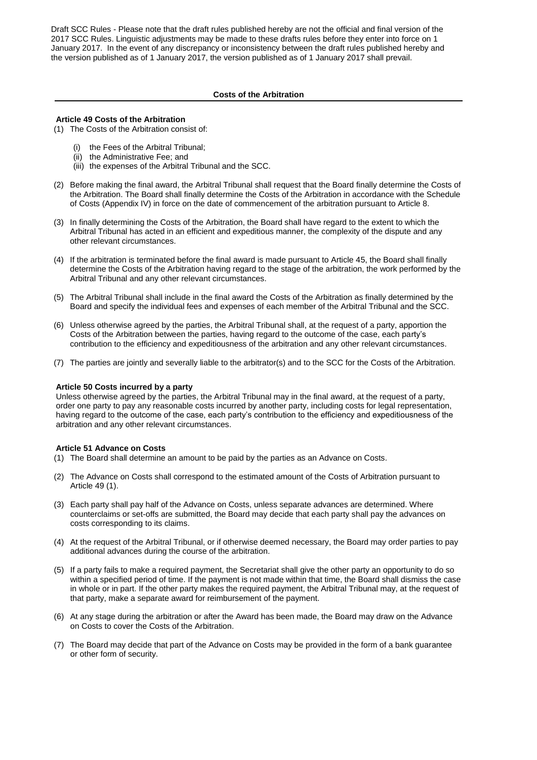Draft SCC Rules - Please note that the draft rules published hereby are not the official and final version of the 2017 SCC Rules. Linguistic adjustments may be made to these drafts rules before they enter into force on 1 January 2017. In the event of any discrepancy or inconsistency between the draft rules published hereby and the version published as of 1 January 2017, the version published as of 1 January 2017 shall prevail.

## Costs of the Arbitration

### Article 49 Costs of the Arbitration

(1) The Costs of the Arbitration consist of:

(i) the Fees of the Arbitral Tribunal;
(ii) the Administrative Fee; and
(iii) the expenses of the Arbitral Tribunal and the SCC.

(2) Before making the final award, the Arbitral Tribunal shall request that the Board finally determine the Costs of the Arbitration. The Board shall finally determine the Costs of the Arbitration in accordance with the Schedule of Costs (Appendix IV) in force on the date of commencement of the arbitration pursuant to Article 8.

(3) In finally determining the Costs of the Arbitration, the Board shall have regard to the extent to which the Arbitral Tribunal has acted in an efficient and expeditious manner, the complexity of the dispute and any other relevant circumstances.

(4) If the arbitration is terminated before the final award is made pursuant to Article 45, the Board shall finally determine the Costs of the Arbitration having regard to the stage of the arbitration, the work performed by the Arbitral Tribunal and any other relevant circumstances.

(5) The Arbitral Tribunal shall include in the final award the Costs of the Arbitration as finally determined by the Board and specify the individual fees and expenses of each member of the Arbitral Tribunal and the SCC.

(6) Unless otherwise agreed by the parties, the Arbitral Tribunal shall, at the request of a party, apportion the Costs of the Arbitration between the parties, having regard to the outcome of the case, each party's contribution to the efficiency and expeditiousness of the arbitration and any other relevant circumstances.

(7) The parties are jointly and severally liable to the arbitrator(s) and to the SCC for the Costs of the Arbitration.

### Article 50 Costs incurred by a party

Unless otherwise agreed by the parties, the Arbitral Tribunal may in the final award, at the request of a party, order one party to pay any reasonable costs incurred by another party, including costs for legal representation, having regard to the outcome of the case, each party's contribution to the efficiency and expeditiousness of the arbitration and any other relevant circumstances.

### Article 51 Advance on Costs

(1) The Board shall determine an amount to be paid by the parties as an Advance on Costs.

(2) The Advance on Costs shall correspond to the estimated amount of the Costs of Arbitration pursuant to Article 49 (1).

(3) Each party shall pay half of the Advance on Costs, unless separate advances are determined. Where counterclaims or set-offs are submitted, the Board may decide that each party shall pay the advances on costs corresponding to its claims.

(4) At the request of the Arbitral Tribunal, or if otherwise deemed necessary, the Board may order parties to pay additional advances during the course of the arbitration.

(5) If a party fails to make a required payment, the Secretariat shall give the other party an opportunity to do so within a specified period of time. If the payment is not made within that time, the Board shall dismiss the case in whole or in part. If the other party makes the required payment, the Arbitral Tribunal may, at the request of that party, make a separate award for reimbursement of the payment.

(6) At any stage during the arbitration or after the Award has been made, the Board may draw on the Advance on Costs to cover the Costs of the Arbitration.

(7) The Board may decide that part of the Advance on Costs may be provided in the form of a bank guarantee or other form of security.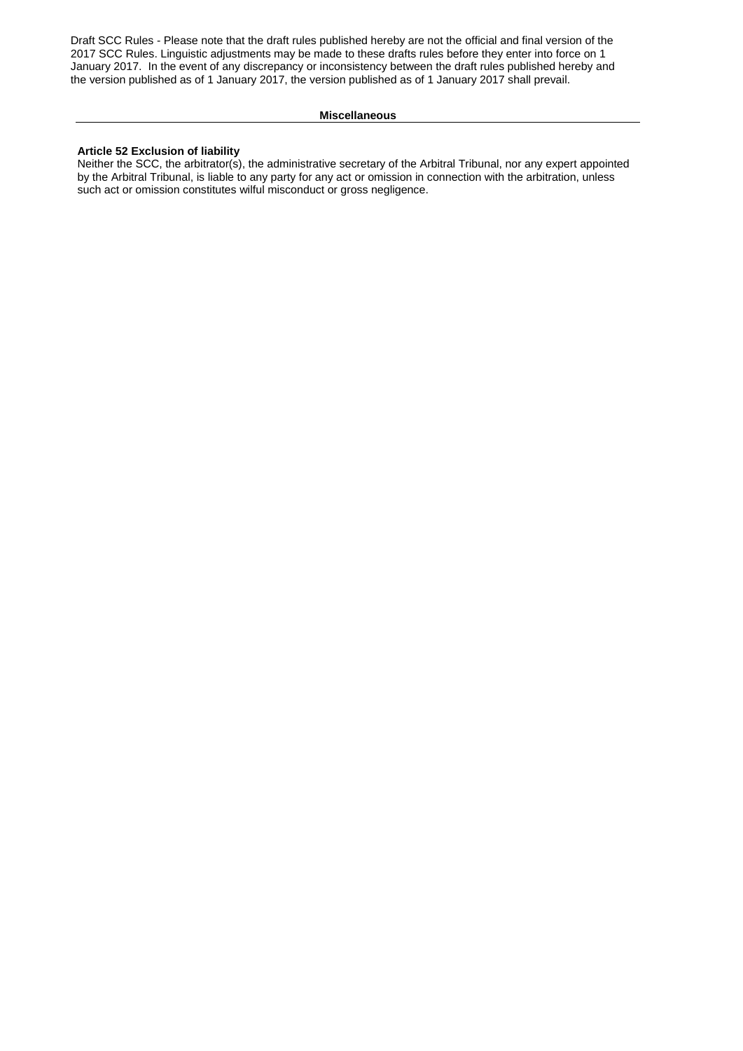## Miscellaneous

**Article 52 Exclusion of liability**

Neither the SCC, the arbitrator(s), the administrative secretary of the Arbitral Tribunal, nor any expert appointed by the Arbitral Tribunal, is liable to any party for any act or omission in connection with the arbitration, unless such act or omission constitutes wilful misconduct or gross negligence.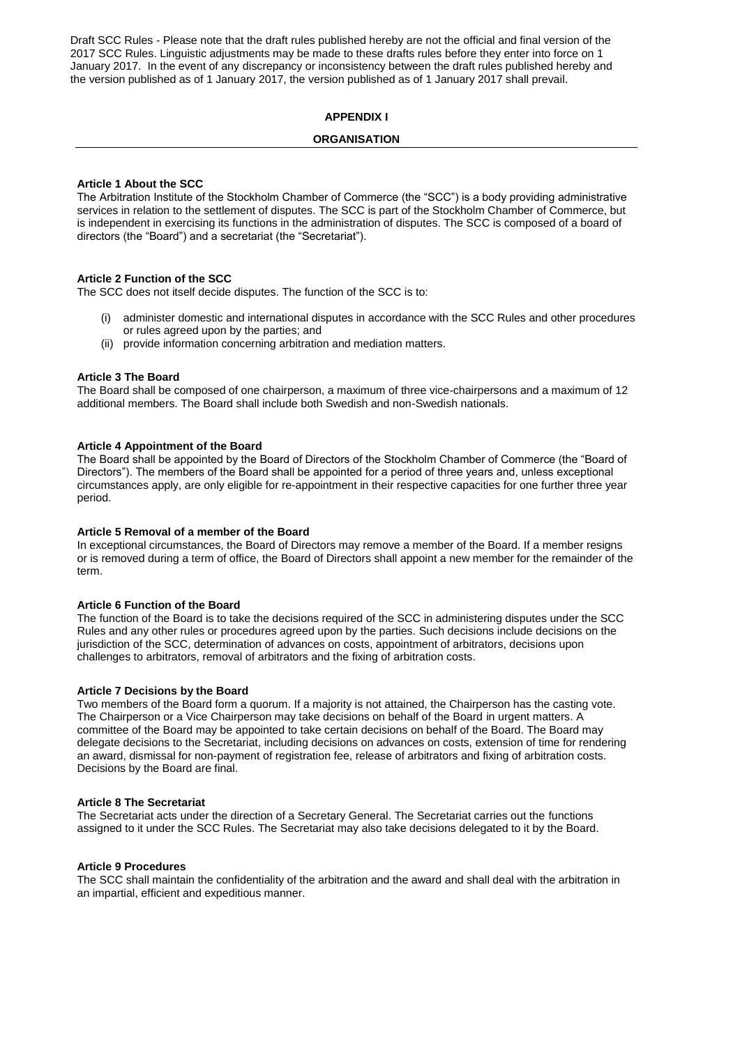Draft SCC Rules - Please note that the draft rules published hereby are not the official and final version of the 2017 SCC Rules. Linguistic adjustments may be made to these drafts rules before they enter into force on 1 January 2017. In the event of any discrepancy or inconsistency between the draft rules published hereby and the version published as of 1 January 2017, the version published as of 1 January 2017 shall prevail.

## APPENDIX I

## ORGANISATION

### Article 1 About the SCC

The Arbitration Institute of the Stockholm Chamber of Commerce (the "SCC") is a body providing administrative services in relation to the settlement of disputes. The SCC is part of the Stockholm Chamber of Commerce, but is independent in exercising its functions in the administration of disputes. The SCC is composed of a board of directors (the "Board") and a secretariat (the "Secretariat").

### Article 2 Function of the SCC

The SCC does not itself decide disputes. The function of the SCC is to:

(i) administer domestic and international disputes in accordance with the SCC Rules and other procedures or rules agreed upon by the parties; and
(ii) provide information concerning arbitration and mediation matters.

### Article 3 The Board

The Board shall be composed of one chairperson, a maximum of three vice-chairpersons and a maximum of 12 additional members. The Board shall include both Swedish and non-Swedish nationals.

### Article 4 Appointment of the Board

The Board shall be appointed by the Board of Directors of the Stockholm Chamber of Commerce (the "Board of Directors"). The members of the Board shall be appointed for a period of three years and, unless exceptional circumstances apply, are only eligible for re-appointment in their respective capacities for one further three year period.

### Article 5 Removal of a member of the Board

In exceptional circumstances, the Board of Directors may remove a member of the Board. If a member resigns or is removed during a term of office, the Board of Directors shall appoint a new member for the remainder of the term.

### Article 6 Function of the Board

The function of the Board is to take the decisions required of the SCC in administering disputes under the SCC Rules and any other rules or procedures agreed upon by the parties. Such decisions include decisions on the jurisdiction of the SCC, determination of advances on costs, appointment of arbitrators, decisions upon challenges to arbitrators, removal of arbitrators and the fixing of arbitration costs.

### Article 7 Decisions by the Board

Two members of the Board form a quorum. If a majority is not attained, the Chairperson has the casting vote. The Chairperson or a Vice Chairperson may take decisions on behalf of the Board in urgent matters. A committee of the Board may be appointed to take certain decisions on behalf of the Board. The Board may delegate decisions to the Secretariat, including decisions on advances on costs, extension of time for rendering an award, dismissal for non-payment of registration fee, release of arbitrators and fixing of arbitration costs. Decisions by the Board are final.

### Article 8 The Secretariat

The Secretariat acts under the direction of a Secretary General. The Secretariat carries out the functions assigned to it under the SCC Rules. The Secretariat may also take decisions delegated to it by the Board.

### Article 9 Procedures

The SCC shall maintain the confidentiality of the arbitration and the award and shall deal with the arbitration in an impartial, efficient and expeditious manner.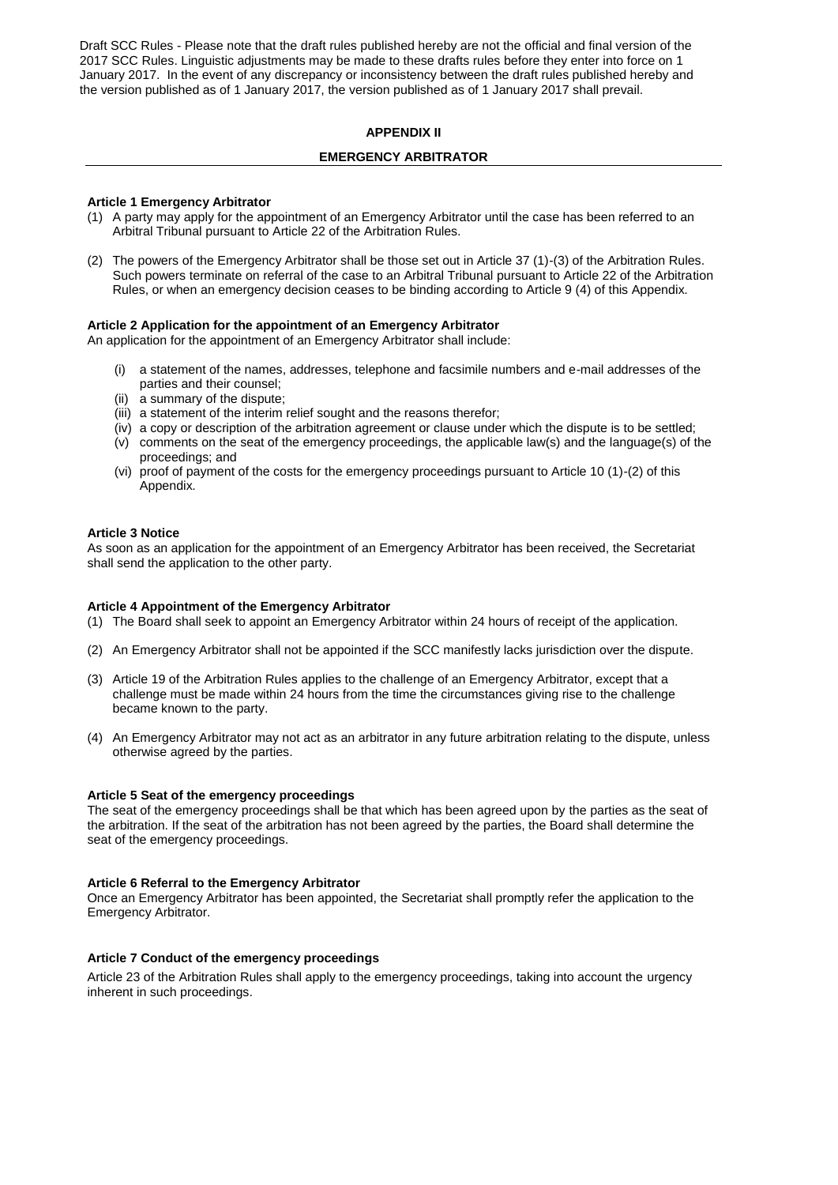Draft SCC Rules - Please note that the draft rules published hereby are not the official and final version of the 2017 SCC Rules. Linguistic adjustments may be made to these drafts rules before they enter into force on 1 January 2017. In the event of any discrepancy or inconsistency between the draft rules published hereby and the version published as of 1 January 2017, the version published as of 1 January 2017 shall prevail.

## APPENDIX II

## EMERGENCY ARBITRATOR

### Article 1 Emergency Arbitrator

(1) A party may apply for the appointment of an Emergency Arbitrator until the case has been referred to an Arbitral Tribunal pursuant to Article 22 of the Arbitration Rules.

(2) The powers of the Emergency Arbitrator shall be those set out in Article 37 (1)-(3) of the Arbitration Rules. Such powers terminate on referral of the case to an Arbitral Tribunal pursuant to Article 22 of the Arbitration Rules, or when an emergency decision ceases to be binding according to Article 9 (4) of this Appendix.

### Article 2 Application for the appointment of an Emergency Arbitrator

An application for the appointment of an Emergency Arbitrator shall include:

(i) a statement of the names, addresses, telephone and facsimile numbers and e-mail addresses of the parties and their counsel;
(ii) a summary of the dispute;
(iii) a statement of the interim relief sought and the reasons therefor;
(iv) a copy or description of the arbitration agreement or clause under which the dispute is to be settled;
(v) comments on the seat of the emergency proceedings, the applicable law(s) and the language(s) of the proceedings; and
(vi) proof of payment of the costs for the emergency proceedings pursuant to Article 10 (1)-(2) of this Appendix.

### Article 3 Notice

As soon as an application for the appointment of an Emergency Arbitrator has been received, the Secretariat shall send the application to the other party.

### Article 4 Appointment of the Emergency Arbitrator

(1) The Board shall seek to appoint an Emergency Arbitrator within 24 hours of receipt of the application.

(2) An Emergency Arbitrator shall not be appointed if the SCC manifestly lacks jurisdiction over the dispute.

(3) Article 19 of the Arbitration Rules applies to the challenge of an Emergency Arbitrator, except that a challenge must be made within 24 hours from the time the circumstances giving rise to the challenge became known to the party.

(4) An Emergency Arbitrator may not act as an arbitrator in any future arbitration relating to the dispute, unless otherwise agreed by the parties.

### Article 5 Seat of the emergency proceedings

The seat of the emergency proceedings shall be that which has been agreed upon by the parties as the seat of the arbitration. If the seat of the arbitration has not been agreed by the parties, the Board shall determine the seat of the emergency proceedings.

### Article 6 Referral to the Emergency Arbitrator

Once an Emergency Arbitrator has been appointed, the Secretariat shall promptly refer the application to the Emergency Arbitrator.

### Article 7 Conduct of the emergency proceedings

Article 23 of the Arbitration Rules shall apply to the emergency proceedings, taking into account the urgency inherent in such proceedings.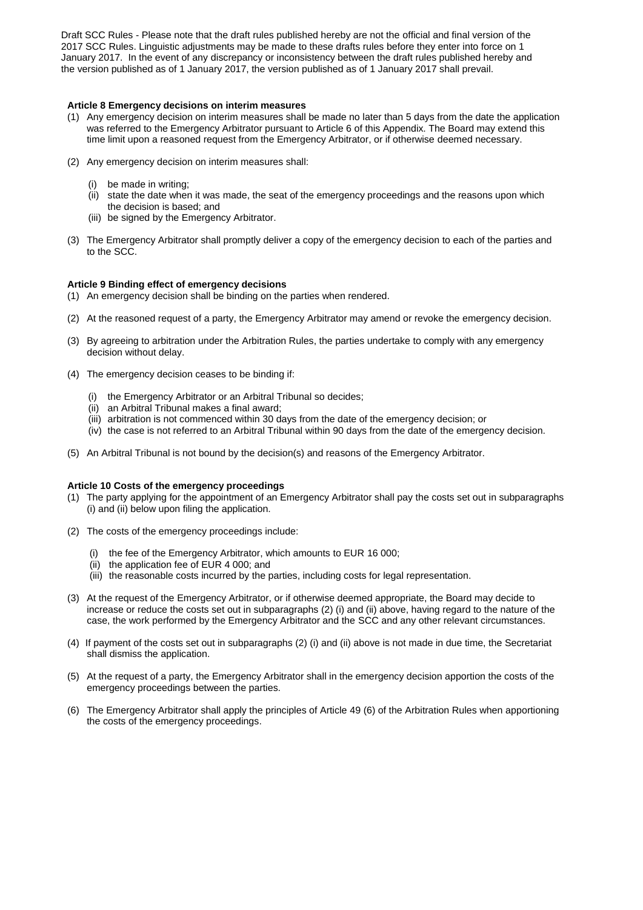Draft SCC Rules - Please note that the draft rules published hereby are not the official and final version of the 2017 SCC Rules. Linguistic adjustments may be made to these drafts rules before they enter into force on 1 January 2017. In the event of any discrepancy or inconsistency between the draft rules published hereby and the version published as of 1 January 2017, the version published as of 1 January 2017 shall prevail.

**Article 8 Emergency decisions on interim measures**

(1) Any emergency decision on interim measures shall be made no later than 5 days from the date the application was referred to the Emergency Arbitrator pursuant to Article 6 of this Appendix. The Board may extend this time limit upon a reasoned request from the Emergency Arbitrator, or if otherwise deemed necessary.

(2) Any emergency decision on interim measures shall:

- (i) be made in writing;
- (ii) state the date when it was made, the seat of the emergency proceedings and the reasons upon which the decision is based; and
- (iii) be signed by the Emergency Arbitrator.

(3) The Emergency Arbitrator shall promptly deliver a copy of the emergency decision to each of the parties and to the SCC.

**Article 9 Binding effect of emergency decisions**

(1) An emergency decision shall be binding on the parties when rendered.

(2) At the reasoned request of a party, the Emergency Arbitrator may amend or revoke the emergency decision.

(3) By agreeing to arbitration under the Arbitration Rules, the parties undertake to comply with any emergency decision without delay.

(4) The emergency decision ceases to be binding if:

- (i) the Emergency Arbitrator or an Arbitral Tribunal so decides;
- (ii) an Arbitral Tribunal makes a final award;
- (iii) arbitration is not commenced within 30 days from the date of the emergency decision; or
- (iv) the case is not referred to an Arbitral Tribunal within 90 days from the date of the emergency decision.

(5) An Arbitral Tribunal is not bound by the decision(s) and reasons of the Emergency Arbitrator.

**Article 10 Costs of the emergency proceedings**

(1) The party applying for the appointment of an Emergency Arbitrator shall pay the costs set out in subparagraphs (i) and (ii) below upon filing the application.

(2) The costs of the emergency proceedings include:

- (i) the fee of the Emergency Arbitrator, which amounts to EUR 16 000;
- (ii) the application fee of EUR 4 000; and
- (iii) the reasonable costs incurred by the parties, including costs for legal representation.

(3) At the request of the Emergency Arbitrator, or if otherwise deemed appropriate, the Board may decide to increase or reduce the costs set out in subparagraphs (2) (i) and (ii) above, having regard to the nature of the case, the work performed by the Emergency Arbitrator and the SCC and any other relevant circumstances.

(4) If payment of the costs set out in subparagraphs (2) (i) and (ii) above is not made in due time, the Secretariat shall dismiss the application.

(5) At the request of a party, the Emergency Arbitrator shall in the emergency decision apportion the costs of the emergency proceedings between the parties.

(6) The Emergency Arbitrator shall apply the principles of Article 49 (6) of the Arbitration Rules when apportioning the costs of the emergency proceedings.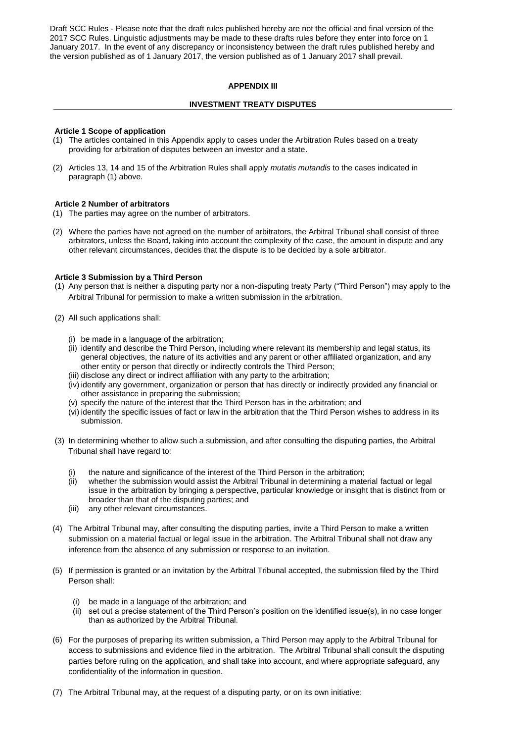Draft SCC Rules - Please note that the draft rules published hereby are not the official and final version of the 2017 SCC Rules. Linguistic adjustments may be made to these drafts rules before they enter into force on 1 January 2017. In the event of any discrepancy or inconsistency between the draft rules published hereby and the version published as of 1 January 2017, the version published as of 1 January 2017 shall prevail.

## APPENDIX III

## INVESTMENT TREATY DISPUTES

**Article 1 Scope of application**

(1) The articles contained in this Appendix apply to cases under the Arbitration Rules based on a treaty providing for arbitration of disputes between an investor and a state.

(2) Articles 13, 14 and 15 of the Arbitration Rules shall apply *mutatis mutandis* to the cases indicated in paragraph (1) above.

**Article 2 Number of arbitrators**

(1) The parties may agree on the number of arbitrators.

(2) Where the parties have not agreed on the number of arbitrators, the Arbitral Tribunal shall consist of three arbitrators, unless the Board, taking into account the complexity of the case, the amount in dispute and any other relevant circumstances, decides that the dispute is to be decided by a sole arbitrator.

**Article 3 Submission by a Third Person**

(1) Any person that is neither a disputing party nor a non-disputing treaty Party ("Third Person") may apply to the Arbitral Tribunal for permission to make a written submission in the arbitration.

(2) All such applications shall:

(i) be made in a language of the arbitration;
(ii) identify and describe the Third Person, including where relevant its membership and legal status, its general objectives, the nature of its activities and any parent or other affiliated organization, and any other entity or person that directly or indirectly controls the Third Person;
(iii) disclose any direct or indirect affiliation with any party to the arbitration;
(iv) identify any government, organization or person that has directly or indirectly provided any financial or other assistance in preparing the submission;
(v) specify the nature of the interest that the Third Person has in the arbitration; and
(vi) identify the specific issues of fact or law in the arbitration that the Third Person wishes to address in its submission.

(3) In determining whether to allow such a submission, and after consulting the disputing parties, the Arbitral Tribunal shall have regard to:

(i) the nature and significance of the interest of the Third Person in the arbitration;
(ii) whether the submission would assist the Arbitral Tribunal in determining a material factual or legal issue in the arbitration by bringing a perspective, particular knowledge or insight that is distinct from or broader than that of the disputing parties; and
(iii) any other relevant circumstances.

(4) The Arbitral Tribunal may, after consulting the disputing parties, invite a Third Person to make a written submission on a material factual or legal issue in the arbitration. The Arbitral Tribunal shall not draw any inference from the absence of any submission or response to an invitation.

(5) If permission is granted or an invitation by the Arbitral Tribunal accepted, the submission filed by the Third Person shall:

(i) be made in a language of the arbitration; and
(ii) set out a precise statement of the Third Person's position on the identified issue(s), in no case longer than as authorized by the Arbitral Tribunal.

(6) For the purposes of preparing its written submission, a Third Person may apply to the Arbitral Tribunal for access to submissions and evidence filed in the arbitration. The Arbitral Tribunal shall consult the disputing parties before ruling on the application, and shall take into account, and where appropriate safeguard, any confidentiality of the information in question.

(7) The Arbitral Tribunal may, at the request of a disputing party, or on its own initiative: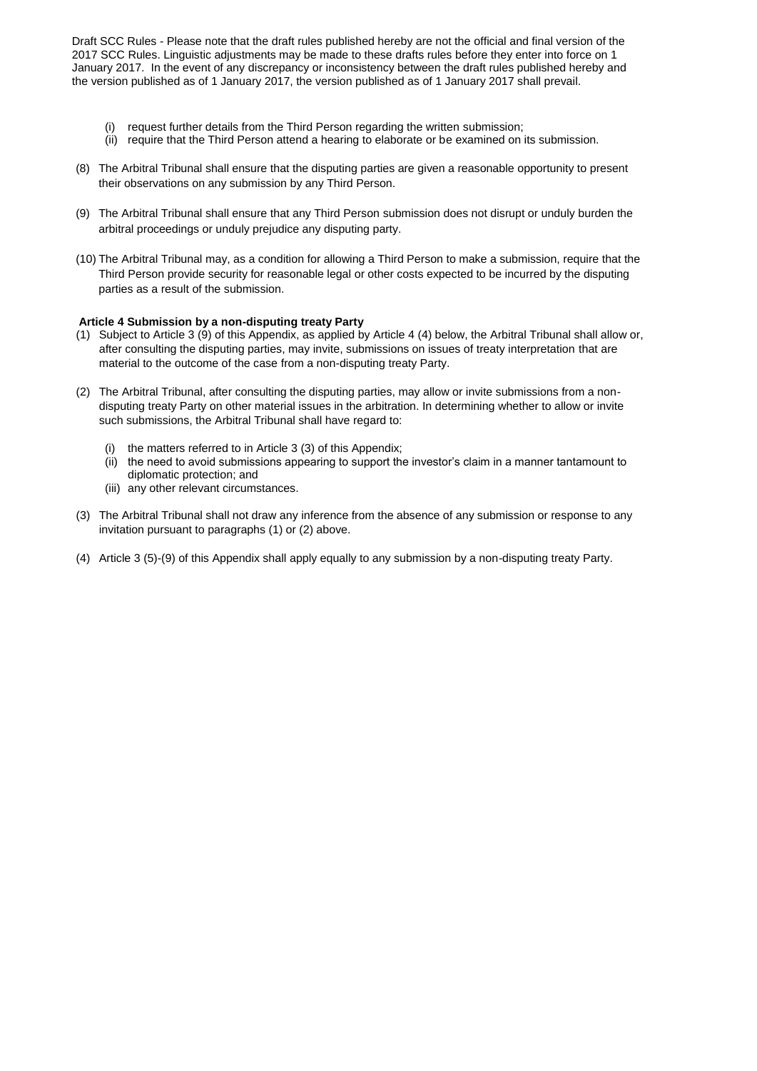Draft SCC Rules - Please note that the draft rules published hereby are not the official and final version of the 2017 SCC Rules. Linguistic adjustments may be made to these drafts rules before they enter into force on 1 January 2017. In the event of any discrepancy or inconsistency between the draft rules published hereby and the version published as of 1 January 2017, the version published as of 1 January 2017 shall prevail.

(i) request further details from the Third Person regarding the written submission;
(ii) require that the Third Person attend a hearing to elaborate or be examined on its submission.

(8) The Arbitral Tribunal shall ensure that the disputing parties are given a reasonable opportunity to present their observations on any submission by any Third Person.

(9) The Arbitral Tribunal shall ensure that any Third Person submission does not disrupt or unduly burden the arbitral proceedings or unduly prejudice any disputing party.

(10) The Arbitral Tribunal may, as a condition for allowing a Third Person to make a submission, require that the Third Person provide security for reasonable legal or other costs expected to be incurred by the disputing parties as a result of the submission.

**Article 4 Submission by a non-disputing treaty Party**

(1) Subject to Article 3 (9) of this Appendix, as applied by Article 4 (4) below, the Arbitral Tribunal shall allow or, after consulting the disputing parties, may invite, submissions on issues of treaty interpretation that are material to the outcome of the case from a non-disputing treaty Party.

(2) The Arbitral Tribunal, after consulting the disputing parties, may allow or invite submissions from a non-disputing treaty Party on other material issues in the arbitration. In determining whether to allow or invite such submissions, the Arbitral Tribunal shall have regard to:

(i) the matters referred to in Article 3 (3) of this Appendix;
(ii) the need to avoid submissions appearing to support the investor's claim in a manner tantamount to diplomatic protection; and
(iii) any other relevant circumstances.

(3) The Arbitral Tribunal shall not draw any inference from the absence of any submission or response to any invitation pursuant to paragraphs (1) or (2) above.

(4) Article 3 (5)-(9) of this Appendix shall apply equally to any submission by a non-disputing treaty Party.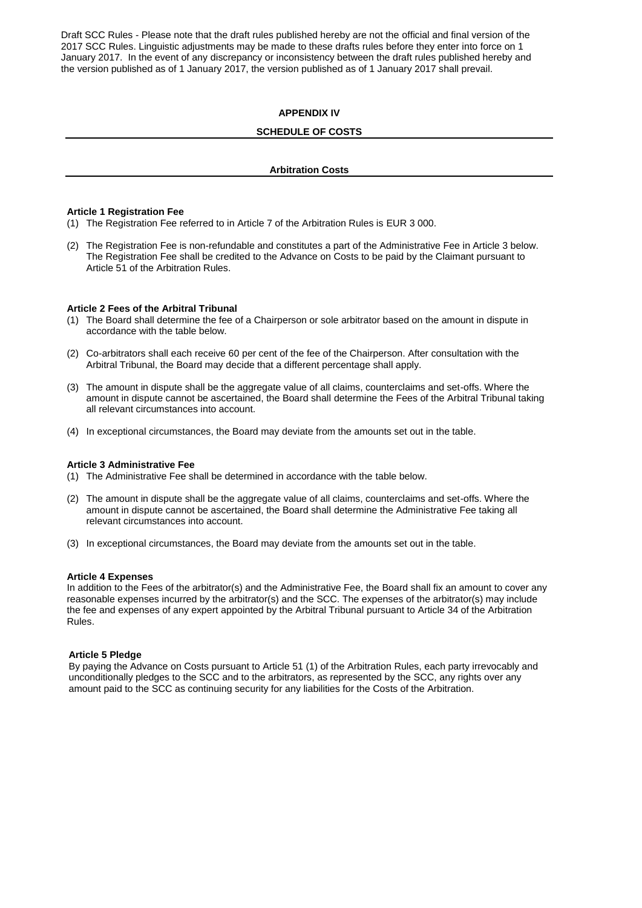Draft SCC Rules - Please note that the draft rules published hereby are not the official and final version of the 2017 SCC Rules. Linguistic adjustments may be made to these drafts rules before they enter into force on 1 January 2017. In the event of any discrepancy or inconsistency between the draft rules published hereby and the version published as of 1 January 2017, the version published as of 1 January 2017 shall prevail.

# APPENDIX IV

## SCHEDULE OF COSTS

## Arbitration Costs

**Article 1 Registration Fee**

(1) The Registration Fee referred to in Article 7 of the Arbitration Rules is EUR 3 000.

(2) The Registration Fee is non-refundable and constitutes a part of the Administrative Fee in Article 3 below. The Registration Fee shall be credited to the Advance on Costs to be paid by the Claimant pursuant to Article 51 of the Arbitration Rules.

**Article 2 Fees of the Arbitral Tribunal**

(1) The Board shall determine the fee of a Chairperson or sole arbitrator based on the amount in dispute in accordance with the table below.

(2) Co-arbitrators shall each receive 60 per cent of the fee of the Chairperson. After consultation with the Arbitral Tribunal, the Board may decide that a different percentage shall apply.

(3) The amount in dispute shall be the aggregate value of all claims, counterclaims and set-offs. Where the amount in dispute cannot be ascertained, the Board shall determine the Fees of the Arbitral Tribunal taking all relevant circumstances into account.

(4) In exceptional circumstances, the Board may deviate from the amounts set out in the table.

**Article 3 Administrative Fee**

(1) The Administrative Fee shall be determined in accordance with the table below.

(2) The amount in dispute shall be the aggregate value of all claims, counterclaims and set-offs. Where the amount in dispute cannot be ascertained, the Board shall determine the Administrative Fee taking all relevant circumstances into account.

(3) In exceptional circumstances, the Board may deviate from the amounts set out in the table.

**Article 4 Expenses**

In addition to the Fees of the arbitrator(s) and the Administrative Fee, the Board shall fix an amount to cover any reasonable expenses incurred by the arbitrator(s) and the SCC. The expenses of the arbitrator(s) may include the fee and expenses of any expert appointed by the Arbitral Tribunal pursuant to Article 34 of the Arbitration Rules.

**Article 5 Pledge**

By paying the Advance on Costs pursuant to Article 51 (1) of the Arbitration Rules, each party irrevocably and unconditionally pledges to the SCC and to the arbitrators, as represented by the SCC, any rights over any amount paid to the SCC as continuing security for any liabilities for the Costs of the Arbitration.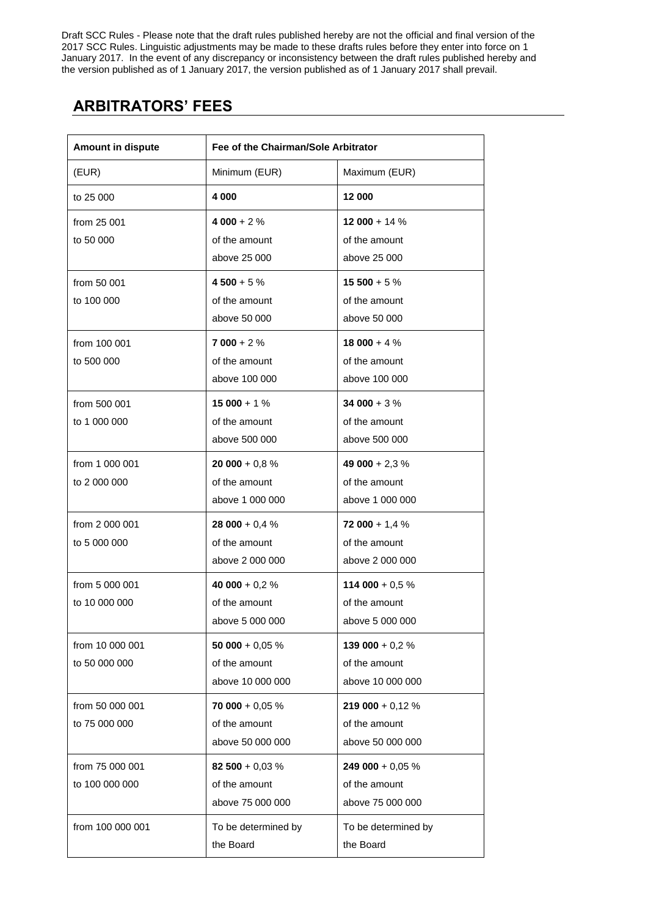Draft SCC Rules - Please note that the draft rules published hereby are not the official and final version of the 2017 SCC Rules. Linguistic adjustments may be made to these drafts rules before they enter into force on 1 January 2017. In the event of any discrepancy or inconsistency between the draft rules published hereby and the version published as of 1 January 2017, the version published as of 1 January 2017 shall prevail.

## ARBITRATORS' FEES

| **Amount in dispute** | **Fee of the Chairman/Sole Arbitrator** | |
|---|---|---|
| (EUR) | Minimum (EUR) | Maximum (EUR) |
| to 25 000 | **4 000** | **12 000** |
| from 25 001 to 50 000 | **4 000** + 2 % of the amount above 25 000 | **12 000** + 14 % of the amount above 25 000 |
| from 50 001 to 100 000 | **4 500** + 5 % of the amount above 50 000 | **15 500** + 5 % of the amount above 50 000 |
| from 100 001 to 500 000 | **7 000** + 2 % of the amount above 100 000 | **18 000** + 4 % of the amount above 100 000 |
| from 500 001 to 1 000 000 | **15 000** + 1 % of the amount above 500 000 | **34 000** + 3 % of the amount above 500 000 |
| from 1 000 001 to 2 000 000 | **20 000** + 0,8 % of the amount above 1 000 000 | **49 000** + 2,3 % of the amount above 1 000 000 |
| from 2 000 001 to 5 000 000 | **28 000** + 0,4 % of the amount above 2 000 000 | **72 000** + 1,4 % of the amount above 2 000 000 |
| from 5 000 001 to 10 000 000 | **40 000** + 0,2 % of the amount above 5 000 000 | **114 000** + 0,5 % of the amount above 5 000 000 |
| from 10 000 001 to 50 000 000 | **50 000** + 0,05 % of the amount above 10 000 000 | **139 000** + 0,2 % of the amount above 10 000 000 |
| from 50 000 001 to 75 000 000 | **70 000** + 0,05 % of the amount above 50 000 000 | **219 000** + 0,12 % of the amount above 50 000 000 |
| from 75 000 001 to 100 000 000 | **82 500** + 0,03 % of the amount above 75 000 000 | **249 000** + 0,05 % of the amount above 75 000 000 |
| from 100 000 001 | To be determined by the Board | To be determined by the Board |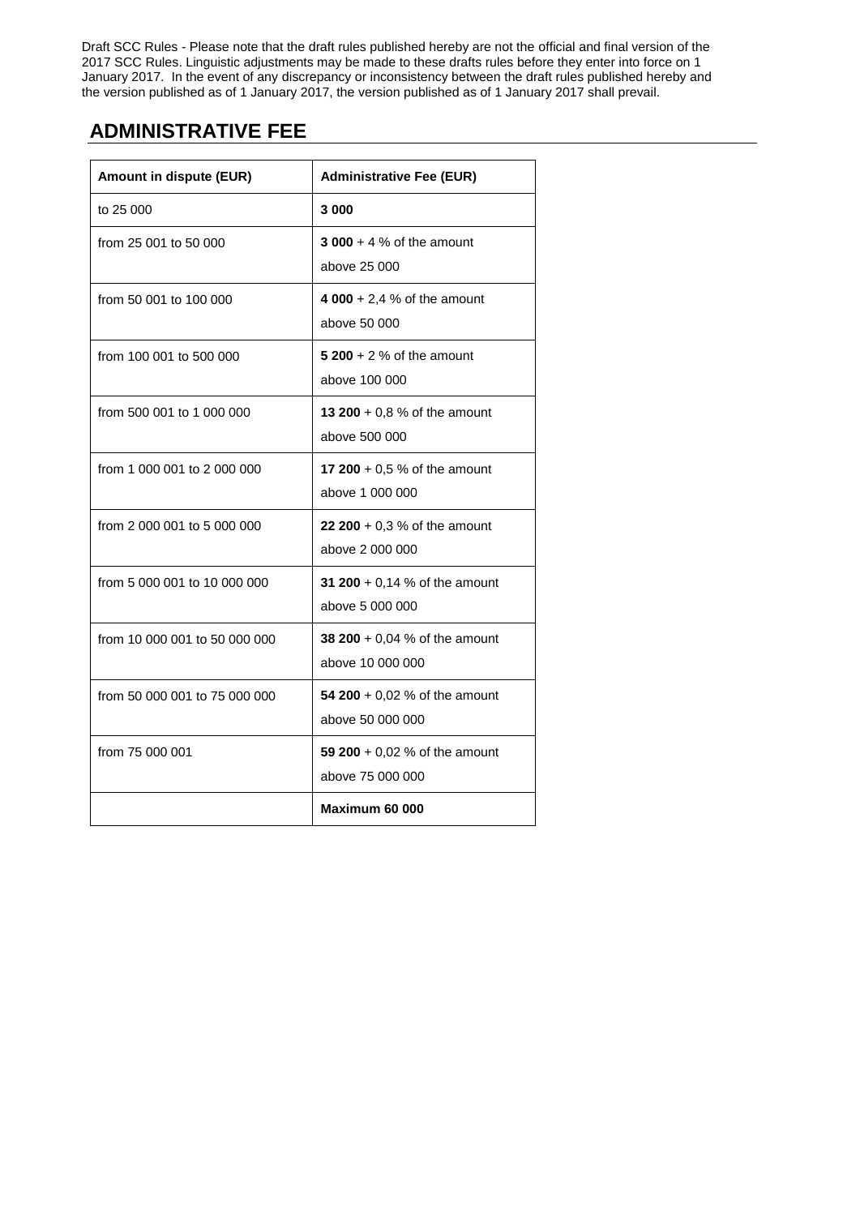Draft SCC Rules - Please note that the draft rules published hereby are not the official and final version of the 2017 SCC Rules. Linguistic adjustments may be made to these drafts rules before they enter into force on 1 January 2017. In the event of any discrepancy or inconsistency between the draft rules published hereby and the version published as of 1 January 2017, the version published as of 1 January 2017 shall prevail.

## ADMINISTRATIVE FEE

| Amount in dispute (EUR) | Administrative Fee (EUR) |
|---|---|
| to 25 000 | **3 000** |
| from 25 001 to 50 000 | **3 000** + 4 % of the amount above 25 000 |
| from 50 001 to 100 000 | **4 000** + 2,4 % of the amount above 50 000 |
| from 100 001 to 500 000 | **5 200** + 2 % of the amount above 100 000 |
| from 500 001 to 1 000 000 | **13 200** + 0,8 % of the amount above 500 000 |
| from 1 000 001 to 2 000 000 | **17 200** + 0,5 % of the amount above 1 000 000 |
| from 2 000 001 to 5 000 000 | **22 200** + 0,3 % of the amount above 2 000 000 |
| from 5 000 001 to 10 000 000 | **31 200** + 0,14 % of the amount above 5 000 000 |
| from 10 000 001 to 50 000 000 | **38 200** + 0,04 % of the amount above 10 000 000 |
| from 50 000 001 to 75 000 000 | **54 200** + 0,02 % of the amount above 50 000 000 |
| from 75 000 001 | **59 200** + 0,02 % of the amount above 75 000 000 |
| | **Maximum 60 000** |